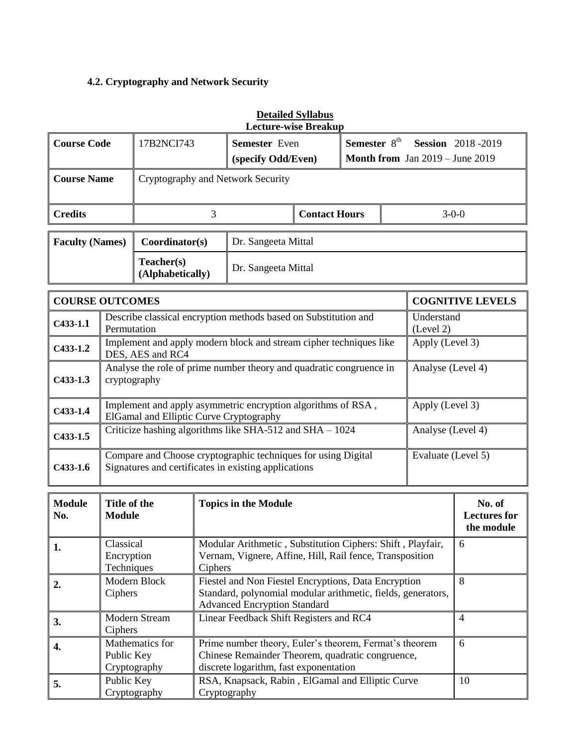### 4.2. Cryptography and Network Security

**Detailed Syllabus**
**Lecture-wise Breakup**

| **Course Code** | 17B2NCI743 | **Semester** Even **(specify Odd/Even)** | **Semester** 8th **Session** 2018 -2019 **Month from** Jan 2019 – June 2019 |
|---|---|---|---|
| **Course Name** | Cryptography and Network Security | | |
| **Credits** | 3 | **Contact Hours** | 3-0-0 |

| **Faculty (Names)** | **Coordinator(s)** | Dr. Sangeeta Mittal |
|---|---|---|
| | **Teacher(s) (Alphabetically)** | Dr. Sangeeta Mittal |

| **COURSE OUTCOMES** | | **COGNITIVE LEVELS** |
|---|---|---|
| **C433-1.1** | Describe classical encryption methods based on Substitution and Permutation | Understand (Level 2) |
| **C433-1.2** | Implement and apply modern block and stream cipher techniques like DES, AES and RC4 | Apply (Level 3) |
| **C433-1.3** | Analyse the role of prime number theory and quadratic congruence in cryptography | Analyse (Level 4) |
| **C433-1.4** | Implement and apply asymmetric encryption algorithms of RSA , ElGamal and Elliptic Curve Cryptography | Apply (Level 3) |
| **C433-1.5** | Criticize hashing algorithms like SHA-512 and SHA – 1024 | Analyse (Level 4) |
| **C433-1.6** | Compare and Choose cryptographic techniques for using Digital Signatures and certificates in existing applications | Evaluate (Level 5) |

| **Module No.** | **Title of the Module** | **Topics in the Module** | **No. of Lectures for the module** |
|---|---|---|---|
| **1.** | Classical Encryption Techniques | Modular Arithmetic , Substitution Ciphers: Shift , Playfair, Vernam, Vignere, Affine, Hill, Rail fence, Transposition Ciphers | 6 |
| **2.** | Modern Block Ciphers | Fiestel and Non Fiestel Encryptions, Data Encryption Standard, polynomial modular arithmetic, fields, generators, Advanced Encryption Standard | 8 |
| **3.** | Modern Stream Ciphers | Linear Feedback Shift Registers and RC4 | 4 |
| **4.** | Mathematics for Public Key Cryptography | Prime number theory, Euler's theorem, Fermat's theorem Chinese Remainder Theorem, quadratic congruence, discrete logarithm, fast exponentation | 6 |
| **5.** | Public Key Cryptography | RSA, Knapsack, Rabin , ElGamal and Elliptic Curve Cryptography | 10 |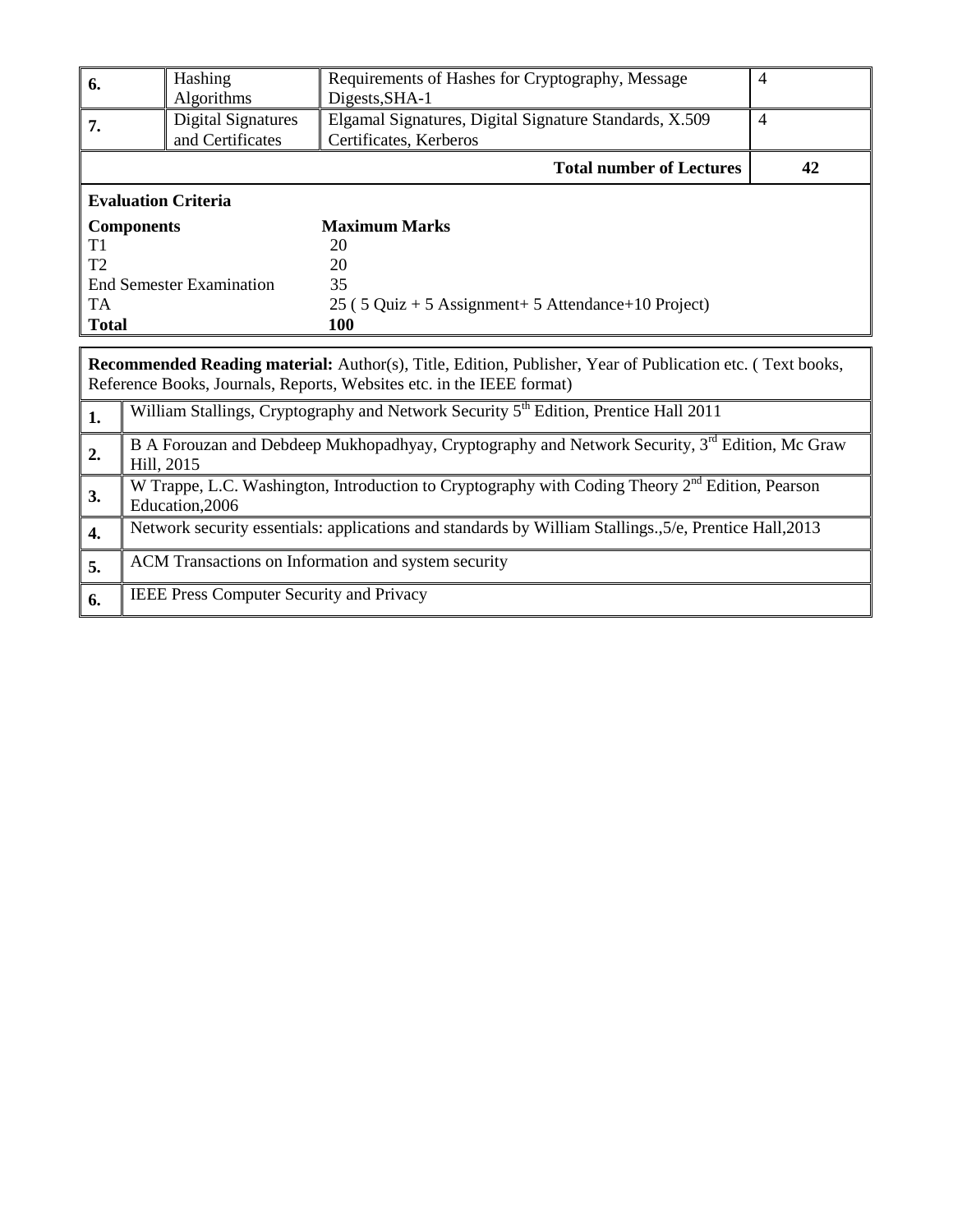| | | | |
|---|---|---|---|
| **6.** | Hashing Algorithms | Requirements of Hashes for Cryptography, Message Digests,SHA-1 | 4 |
| **7.** | Digital Signatures and Certificates | Elgamal Signatures, Digital Signature Standards, X.509 Certificates, Kerberos | 4 |
| | | **Total number of Lectures** | **42** |

**Evaluation Criteria**

| **Components** | **Maximum Marks** |
|---|---|
| T1 | 20 |
| T2 | 20 |
| End Semester Examination | 35 |
| TA | 25 ( 5 Quiz + 5 Assignment+ 5 Attendance+10 Project) |
| **Total** | **100** |

**Recommended Reading material:** Author(s), Title, Edition, Publisher, Year of Publication etc. ( Text books, Reference Books, Journals, Reports, Websites etc. in the IEEE format)

| | |
|---|---|
| **1.** | William Stallings, Cryptography and Network Security 5th Edition, Prentice Hall 2011 |
| **2.** | B A Forouzan and Debdeep Mukhopadhyay, Cryptography and Network Security, 3rd Edition, Mc Graw Hill, 2015 |
| **3.** | W Trappe, L.C. Washington, Introduction to Cryptography with Coding Theory 2nd Edition, Pearson Education,2006 |
| **4.** | Network security essentials: applications and standards by William Stallings.,5/e, Prentice Hall,2013 |
| **5.** | ACM Transactions on Information and system security |
| **6.** | IEEE Press Computer Security and Privacy |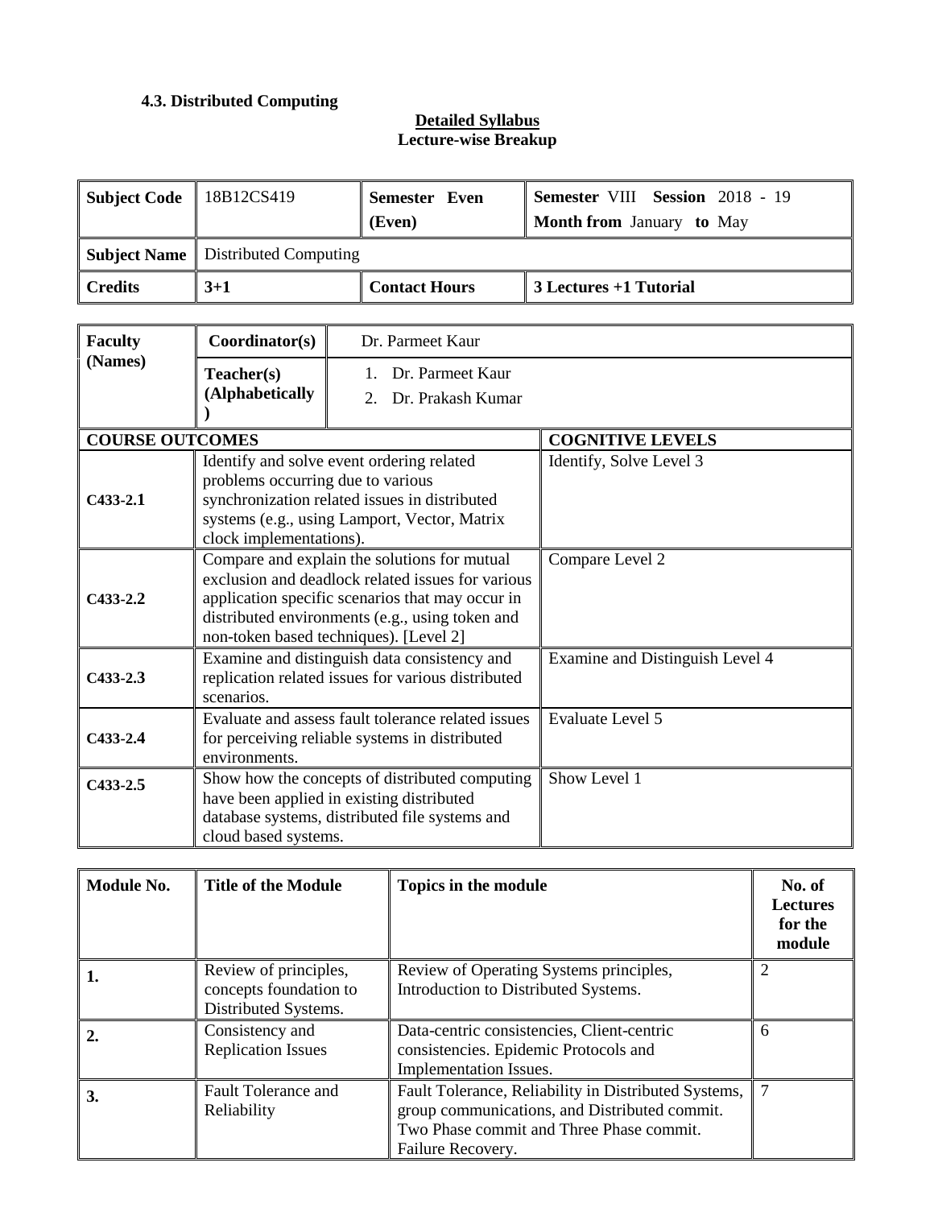### 4.3. Distributed Computing

**Detailed Syllabus**
**Lecture-wise Breakup**

| **Subject Code** | 18B12CS419 | **Semester Even (Even)** | **Semester** VIII **Session** 2018 - 19 **Month from** January **to** May |
|---|---|---|---|
| **Subject Name** | Distributed Computing | | |
| **Credits** | **3+1** | **Contact Hours** | **3 Lectures +1 Tutorial** |

| **Faculty (Names)** | **Coordinator(s)** | Dr. Parmeet Kaur |
|---|---|---|
| | **Teacher(s) (Alphabetically)** | 1. Dr. Parmeet Kaur 2. Dr. Prakash Kumar |

| **COURSE OUTCOMES** | | **COGNITIVE LEVELS** |
|---|---|---|
| **C433-2.1** | Identify and solve event ordering related problems occurring due to various synchronization related issues in distributed systems (e.g., using Lamport, Vector, Matrix clock implementations). | Identify, Solve Level 3 |
| **C433-2.2** | Compare and explain the solutions for mutual exclusion and deadlock related issues for various application specific scenarios that may occur in distributed environments (e.g., using token and non-token based techniques). [Level 2] | Compare Level 2 |
| **C433-2.3** | Examine and distinguish data consistency and replication related issues for various distributed scenarios. | Examine and Distinguish Level 4 |
| **C433-2.4** | Evaluate and assess fault tolerance related issues for perceiving reliable systems in distributed environments. | Evaluate Level 5 |
| **C433-2.5** | Show how the concepts of distributed computing have been applied in existing distributed database systems, distributed file systems and cloud based systems. | Show Level 1 |

| **Module No.** | **Title of the Module** | **Topics in the module** | **No. of Lectures for the module** |
|---|---|---|---|
| **1.** | Review of principles, concepts foundation to Distributed Systems. | Review of Operating Systems principles, Introduction to Distributed Systems. | 2 |
| **2.** | Consistency and Replication Issues | Data-centric consistencies, Client-centric consistencies. Epidemic Protocols and Implementation Issues. | 6 |
| **3.** | Fault Tolerance and Reliability | Fault Tolerance, Reliability in Distributed Systems, group communications, and Distributed commit. Two Phase commit and Three Phase commit. Failure Recovery. | 7 |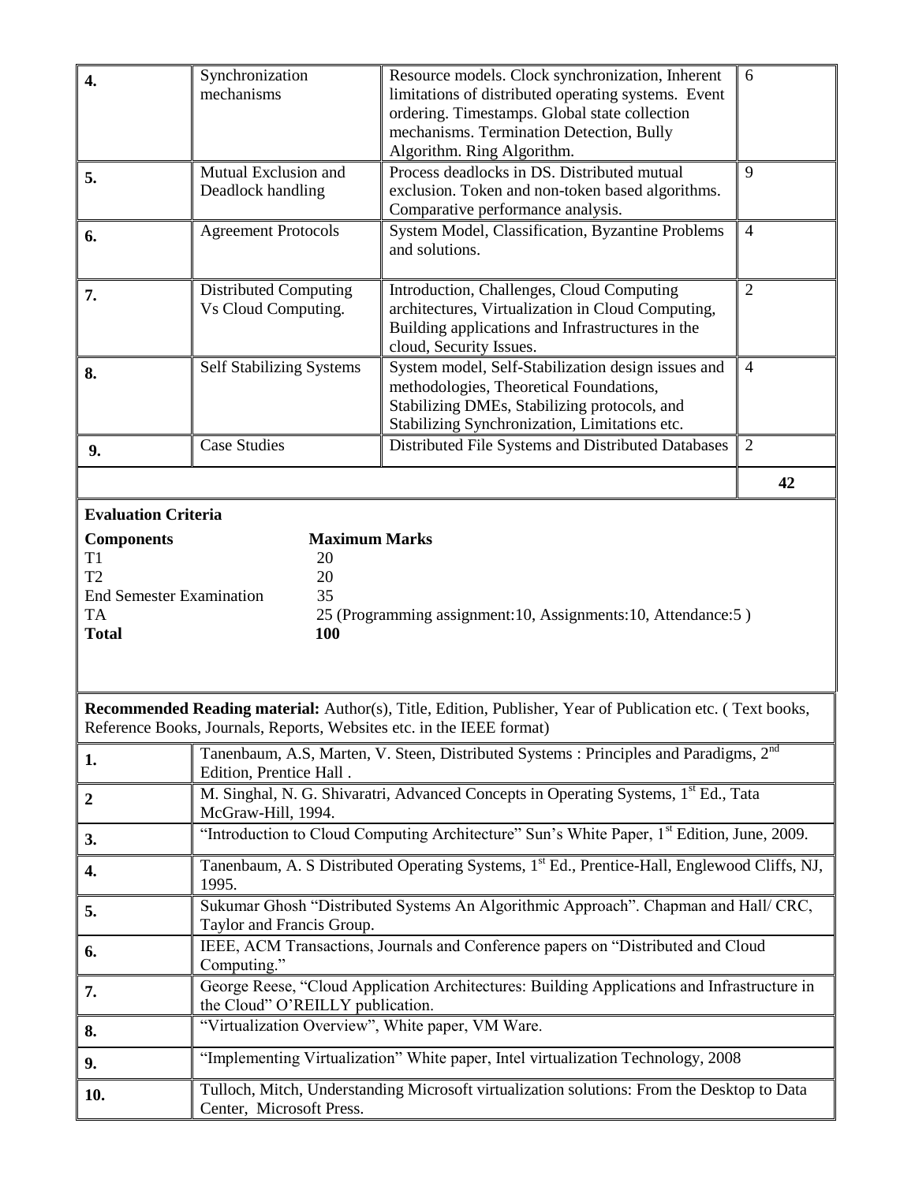| | | | |
|---|---|---|---|
| **4.** | Synchronization mechanisms | Resource models. Clock synchronization, Inherent limitations of distributed operating systems. Event ordering. Timestamps. Global state collection mechanisms. Termination Detection, Bully Algorithm. Ring Algorithm. | 6 |
| **5.** | Mutual Exclusion and Deadlock handling | Process deadlocks in DS. Distributed mutual exclusion. Token and non-token based algorithms. Comparative performance analysis. | 9 |
| **6.** | Agreement Protocols | System Model, Classification, Byzantine Problems and solutions. | 4 |
| **7.** | Distributed Computing Vs Cloud Computing. | Introduction, Challenges, Cloud Computing architectures, Virtualization in Cloud Computing, Building applications and Infrastructures in the cloud, Security Issues. | 2 |
| **8.** | Self Stabilizing Systems | System model, Self-Stabilization design issues and methodologies, Theoretical Foundations, Stabilizing DMEs, Stabilizing protocols, and Stabilizing Synchronization, Limitations etc. | 4 |
| **9.** | Case Studies | Distributed File Systems and Distributed Databases | 2 |
| | | | **42** |

**Evaluation Criteria**

| **Components** | **Maximum Marks** |
|---|---|
| T1 | 20 |
| T2 | 20 |
| End Semester Examination | 35 |
| TA | 25 (Programming assignment:10, Assignments:10, Attendance:5 ) |
| **Total** | **100** |

**Recommended Reading material:** Author(s), Title, Edition, Publisher, Year of Publication etc. ( Text books, Reference Books, Journals, Reports, Websites etc. in the IEEE format)

| | |
|---|---|
| **1.** | Tanenbaum, A.S, Marten, V. Steen, Distributed Systems : Principles and Paradigms, 2nd Edition, Prentice Hall . |
| **2** | M. Singhal, N. G. Shivaratri, Advanced Concepts in Operating Systems, 1st Ed., Tata McGraw-Hill, 1994. |
| **3.** | "Introduction to Cloud Computing Architecture" Sun's White Paper, 1st Edition, June, 2009. |
| **4.** | Tanenbaum, A. S Distributed Operating Systems, 1st Ed., Prentice-Hall, Englewood Cliffs, NJ, 1995. |
| **5.** | Sukumar Ghosh "Distributed Systems An Algorithmic Approach". Chapman and Hall/ CRC, Taylor and Francis Group. |
| **6.** | IEEE, ACM Transactions, Journals and Conference papers on "Distributed and Cloud Computing." |
| **7.** | George Reese, "Cloud Application Architectures: Building Applications and Infrastructure in the Cloud" O'REILLY publication. |
| **8.** | "Virtualization Overview", White paper, VM Ware. |
| **9.** | "Implementing Virtualization" White paper, Intel virtualization Technology, 2008 |
| **10.** | Tulloch, Mitch, Understanding Microsoft virtualization solutions: From the Desktop to Data Center, Microsoft Press. |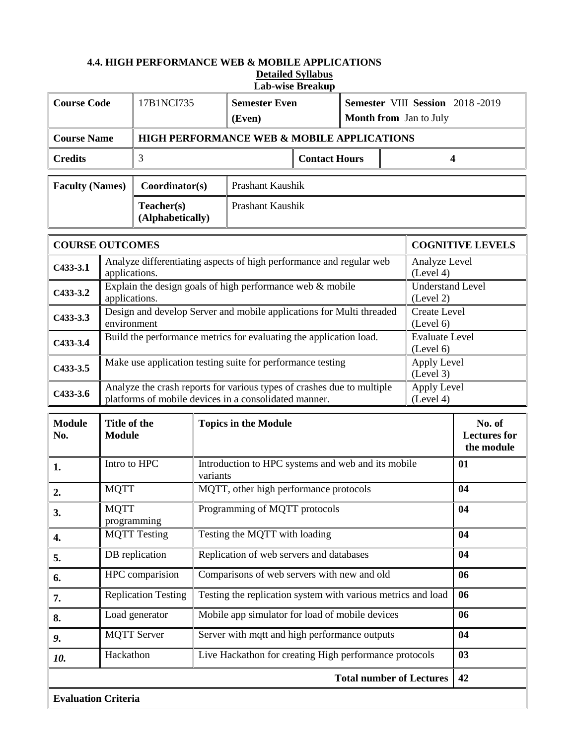### 4.4. HIGH PERFORMANCE WEB & MOBILE APPLICATIONS

**Detailed Syllabus**

**Lab-wise Breakup**

| **Course Code** | 17B1NCI735 | **Semester Even (Even)** | | **Semester** VIII **Session** 2018 -2019 **Month from** Jan to July |
|---|---|---|---|---|
| **Course Name** | **HIGH PERFORMANCE WEB & MOBILE APPLICATIONS** | | | |
| **Credits** | 3 | | **Contact Hours** | **4** |

| **Faculty (Names)** | **Coordinator(s)** | Prashant Kaushik |
|---|---|---|
| | **Teacher(s) (Alphabetically)** | Prashant Kaushik |

| **COURSE OUTCOMES** | | **COGNITIVE LEVELS** |
|---|---|---|
| **C433-3.1** | Analyze differentiating aspects of high performance and regular web applications. | Analyze Level (Level 4) |
| **C433-3.2** | Explain the design goals of high performance web & mobile applications. | Understand Level (Level 2) |
| **C433-3.3** | Design and develop Server and mobile applications for Multi threaded environment | Create Level (Level 6) |
| **C433-3.4** | Build the performance metrics for evaluating the application load. | Evaluate Level (Level 6) |
| **C433-3.5** | Make use application testing suite for performance testing | Apply Level (Level 3) |
| **C433-3.6** | Analyze the crash reports for various types of crashes due to multiple platforms of mobile devices in a consolidated manner. | Apply Level (Level 4) |

| **Module No.** | **Title of the Module** | **Topics in the Module** | **No. of Lectures for the module** |
|---|---|---|---|
| **1.** | Intro to HPC | Introduction to HPC systems and web and its mobile variants | **01** |
| **2.** | MQTT | MQTT, other high performance protocols | **04** |
| **3.** | MQTT programming | Programming of MQTT protocols | **04** |
| **4.** | MQTT Testing | Testing the MQTT with loading | **04** |
| **5.** | DB replication | Replication of web servers and databases | **04** |
| **6.** | HPC comparision | Comparisons of web servers with new and old | **06** |
| **7.** | Replication Testing | Testing the replication system with various metrics and load | **06** |
| **8.** | Load generator | Mobile app simulator for load of mobile devices | **06** |
| ***9.*** | MQTT Server | Server with mqtt and high performance outputs | **04** |
| ***10.*** | Hackathon | Live Hackathon for creating High performance protocols | **03** |
| | | **Total number of Lectures** | **42** |
| **Evaluation Criteria** | | | |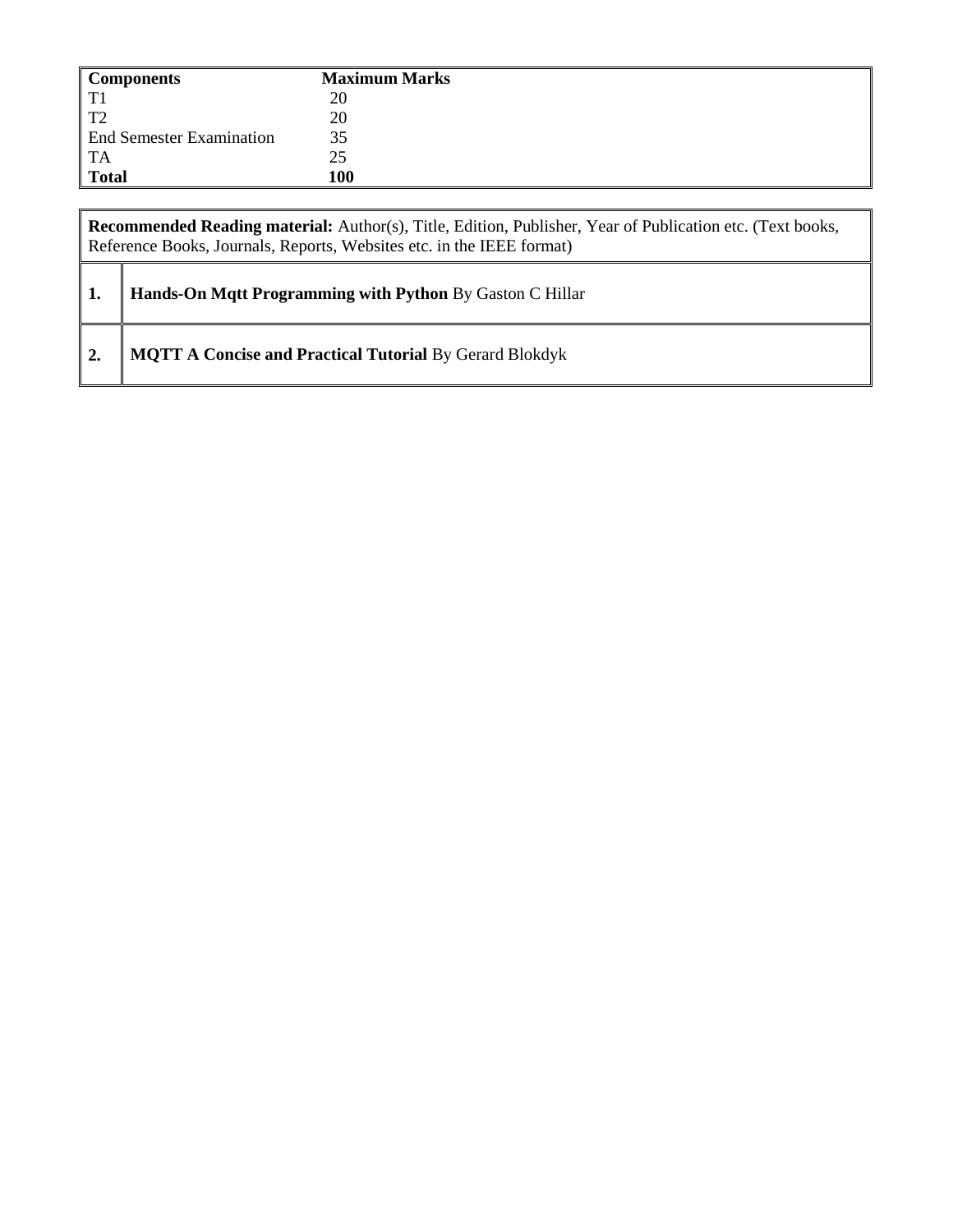| Components | Maximum Marks |
|---|---|
| T1 | 20 |
| T2 | 20 |
| End Semester Examination | 35 |
| TA | 25 |
| **Total** | **100** |

| **Recommended Reading material:** Author(s), Title, Edition, Publisher, Year of Publication etc. (Text books, Reference Books, Journals, Reports, Websites etc. in the IEEE format) | |
|---|---|
| **1.** | **Hands-On Mqtt Programming with Python** By Gaston C Hillar |
| **2.** | **MQTT A Concise and Practical Tutorial** By Gerard Blokdyk |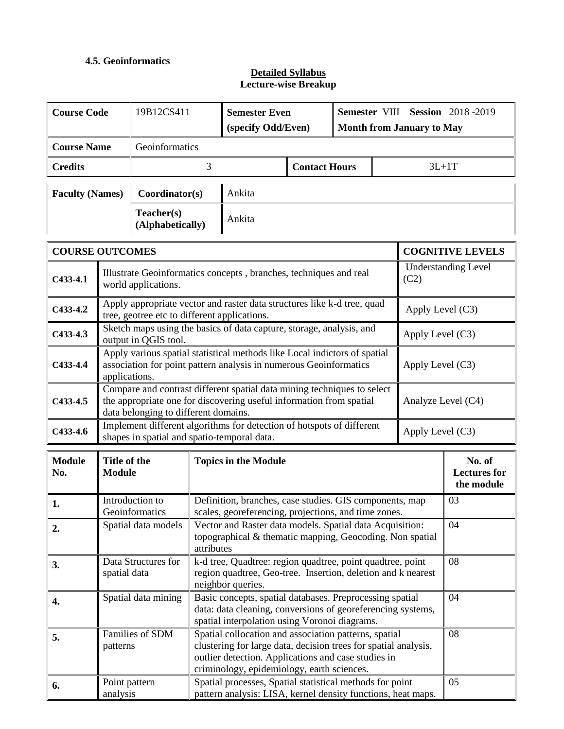### 4.5. Geoinformatics

**Detailed Syllabus**
**Lecture-wise Breakup**

| **Course Code** | 19B12CS411 | **Semester Even (specify Odd/Even)** | **Semester** VIII **Session** 2018 -2019 **Month from January to May** |
|---|---|---|---|
| **Course Name** | Geoinformatics | | |
| **Credits** | 3 | **Contact Hours** | 3L+1T |

| **Faculty (Names)** | **Coordinator(s)** | Ankita |
|---|---|---|
| | **Teacher(s) (Alphabetically)** | Ankita |

| **COURSE OUTCOMES** | | **COGNITIVE LEVELS** |
|---|---|---|
| **C433-4.1** | Illustrate Geoinformatics concepts , branches, techniques and real world applications. | Understanding Level (C2) |
| **C433-4.2** | Apply appropriate vector and raster data structures like k-d tree, quad tree, geotree etc to different applications. | Apply Level (C3) |
| **C433-4.3** | Sketch maps using the basics of data capture, storage, analysis, and output in QGIS tool. | Apply Level (C3) |
| **C433-4.4** | Apply various spatial statistical methods like Local indictors of spatial association for point pattern analysis in numerous Geoinformatics applications. | Apply Level (C3) |
| **C433-4.5** | Compare and contrast different spatial data mining techniques to select the appropriate one for discovering useful information from spatial data belonging to different domains. | Analyze Level (C4) |
| **C433-4.6** | Implement different algorithms for detection of hotspots of different shapes in spatial and spatio-temporal data. | Apply Level (C3) |

| **Module No.** | **Title of the Module** | **Topics in the Module** | **No. of Lectures for the module** |
|---|---|---|---|
| **1.** | Introduction to Geoinformatics | Definition, branches, case studies. GIS components, map scales, georeferencing, projections, and time zones. | 03 |
| **2.** | Spatial data models | Vector and Raster data models. Spatial data Acquisition: topographical & thematic mapping, Geocoding. Non spatial attributes | 04 |
| **3.** | Data Structures for spatial data | k-d tree, Quadtree: region quadtree, point quadtree, point region quadtree, Geo-tree. Insertion, deletion and k nearest neighbor queries. | 08 |
| **4.** | Spatial data mining | Basic concepts, spatial databases. Preprocessing spatial data: data cleaning, conversions of georeferencing systems, spatial interpolation using Voronoi diagrams. | 04 |
| **5.** | Families of SDM patterns | Spatial collocation and association patterns, spatial clustering for large data, decision trees for spatial analysis, outlier detection. Applications and case studies in criminology, epidemiology, earth sciences. | 08 |
| **6.** | Point pattern analysis | Spatial processes, Spatial statistical methods for point pattern analysis: LISA, kernel density functions, heat maps. | 05 |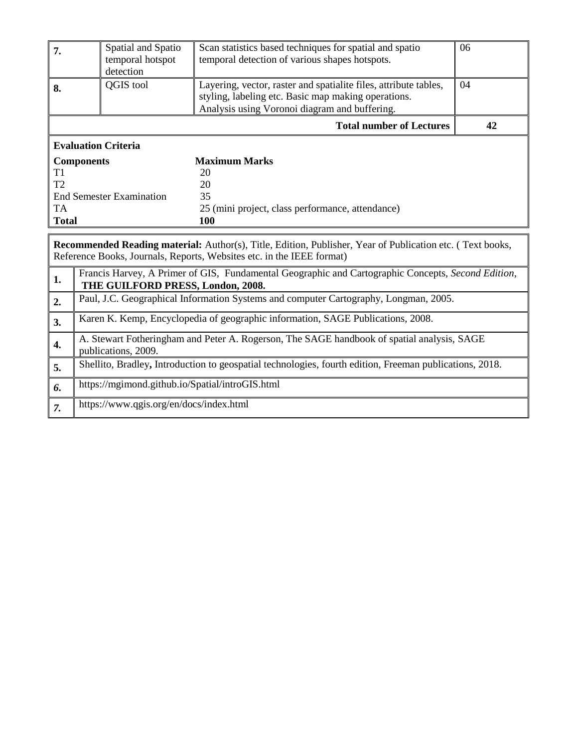| 7. | Spatial and Spatio temporal hotspot detection | Scan statistics based techniques for spatial and spatio temporal detection of various shapes hotspots. | 06 |
|---|---|---|---|
| 8. | QGIS tool | Layering, vector, raster and spatialite files, attribute tables, styling, labeling etc. Basic map making operations. Analysis using Voronoi diagram and buffering. | 04 |
| | | **Total number of Lectures** | **42** |

**Evaluation Criteria**

| **Components** | **Maximum Marks** |
|---|---|
| T1 | 20 |
| T2 | 20 |
| End Semester Examination | 35 |
| TA | 25 (mini project, class performance, attendance) |
| **Total** | **100** |

**Recommended Reading material:** Author(s), Title, Edition, Publisher, Year of Publication etc. ( Text books, Reference Books, Journals, Reports, Websites etc. in the IEEE format)

| | |
|---|---|
| **1.** | Francis Harvey, A Primer of GIS, Fundamental Geographic and Cartographic Concepts, *Second Edition,* **THE GUILFORD PRESS, London, 2008.** |
| **2.** | Paul, J.C. Geographical Information Systems and computer Cartography, Longman, 2005. |
| **3.** | Karen K. Kemp, Encyclopedia of geographic information, SAGE Publications, 2008. |
| **4.** | A. Stewart Fotheringham and Peter A. Rogerson, The SAGE handbook of spatial analysis, SAGE publications, 2009. |
| **5.** | Shellito, Bradley**,** Introduction to geospatial technologies, fourth edition, Freeman publications, 2018. |
| ***6.*** | https://mgimond.github.io/Spatial/introGIS.html |
| ***7.*** | https://www.qgis.org/en/docs/index.html |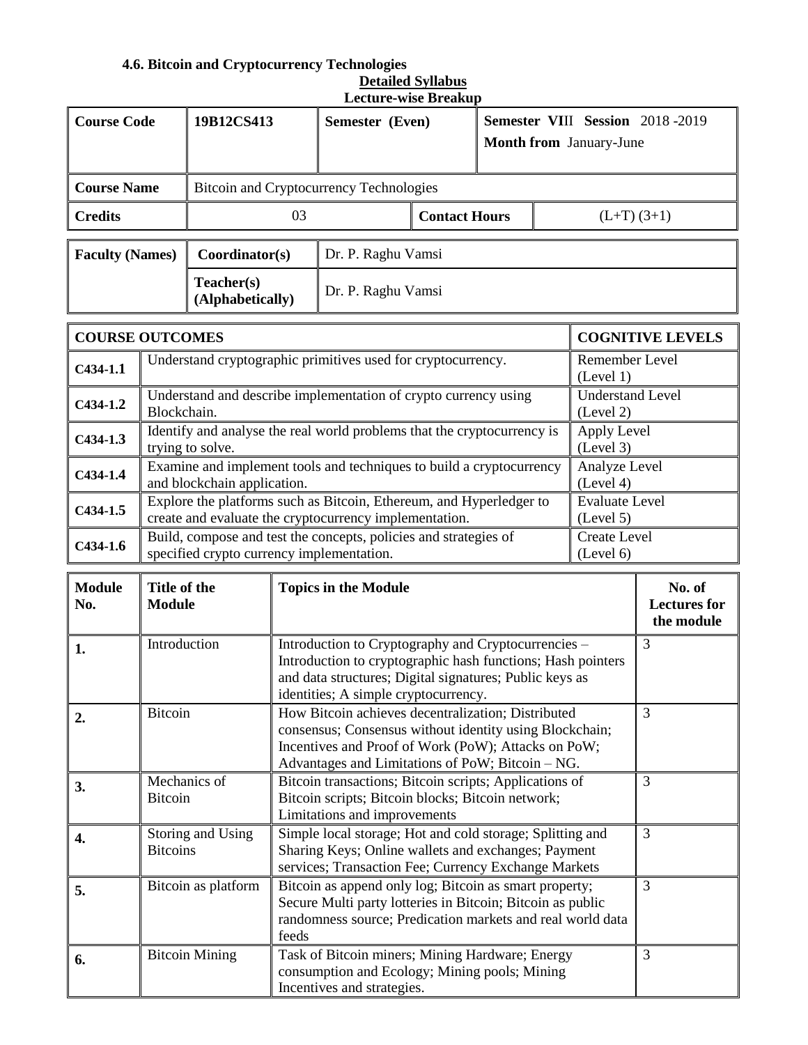### 4.6. Bitcoin and Cryptocurrency Technologies

**Detailed Syllabus**

**Lecture-wise Breakup**

| **Course Code** | 19B12CS413 | **Semester (Even)** | **Semester VIII Session** 2018 -2019 **Month from** January-June |
|---|---|---|---|
| **Course Name** | Bitcoin and Cryptocurrency Technologies | | |
| **Credits** | 03 | **Contact Hours** | (L+T) (3+1) |

| **Faculty (Names)** | **Coordinator(s)** | Dr. P. Raghu Vamsi |
|---|---|---|
| | **Teacher(s) (Alphabetically)** | Dr. P. Raghu Vamsi |

| **COURSE OUTCOMES** | | **COGNITIVE LEVELS** |
|---|---|---|
| **C434-1.1** | Understand cryptographic primitives used for cryptocurrency. | Remember Level (Level 1) |
| **C434-1.2** | Understand and describe implementation of crypto currency using Blockchain. | Understand Level (Level 2) |
| **C434-1.3** | Identify and analyse the real world problems that the cryptocurrency is trying to solve. | Apply Level (Level 3) |
| **C434-1.4** | Examine and implement tools and techniques to build a cryptocurrency and blockchain application. | Analyze Level (Level 4) |
| **C434-1.5** | Explore the platforms such as Bitcoin, Ethereum, and Hyperledger to create and evaluate the cryptocurrency implementation. | Evaluate Level (Level 5) |
| **C434-1.6** | Build, compose and test the concepts, policies and strategies of specified crypto currency implementation. | Create Level (Level 6) |

| **Module No.** | **Title of the Module** | **Topics in the Module** | **No. of Lectures for the module** |
|---|---|---|---|
| **1.** | Introduction | Introduction to Cryptography and Cryptocurrencies – Introduction to cryptographic hash functions; Hash pointers and data structures; Digital signatures; Public keys as identities; A simple cryptocurrency. | 3 |
| **2.** | Bitcoin | How Bitcoin achieves decentralization; Distributed consensus; Consensus without identity using Blockchain; Incentives and Proof of Work (PoW); Attacks on PoW; Advantages and Limitations of PoW; Bitcoin – NG. | 3 |
| **3.** | Mechanics of Bitcoin | Bitcoin transactions; Bitcoin scripts; Applications of Bitcoin scripts; Bitcoin blocks; Bitcoin network; Limitations and improvements | 3 |
| **4.** | Storing and Using Bitcoins | Simple local storage; Hot and cold storage; Splitting and Sharing Keys; Online wallets and exchanges; Payment services; Transaction Fee; Currency Exchange Markets | 3 |
| **5.** | Bitcoin as platform | Bitcoin as append only log; Bitcoin as smart property; Secure Multi party lotteries in Bitcoin; Bitcoin as public randomness source; Predication markets and real world data feeds | 3 |
| **6.** | Bitcoin Mining | Task of Bitcoin miners; Mining Hardware; Energy consumption and Ecology; Mining pools; Mining Incentives and strategies. | 3 |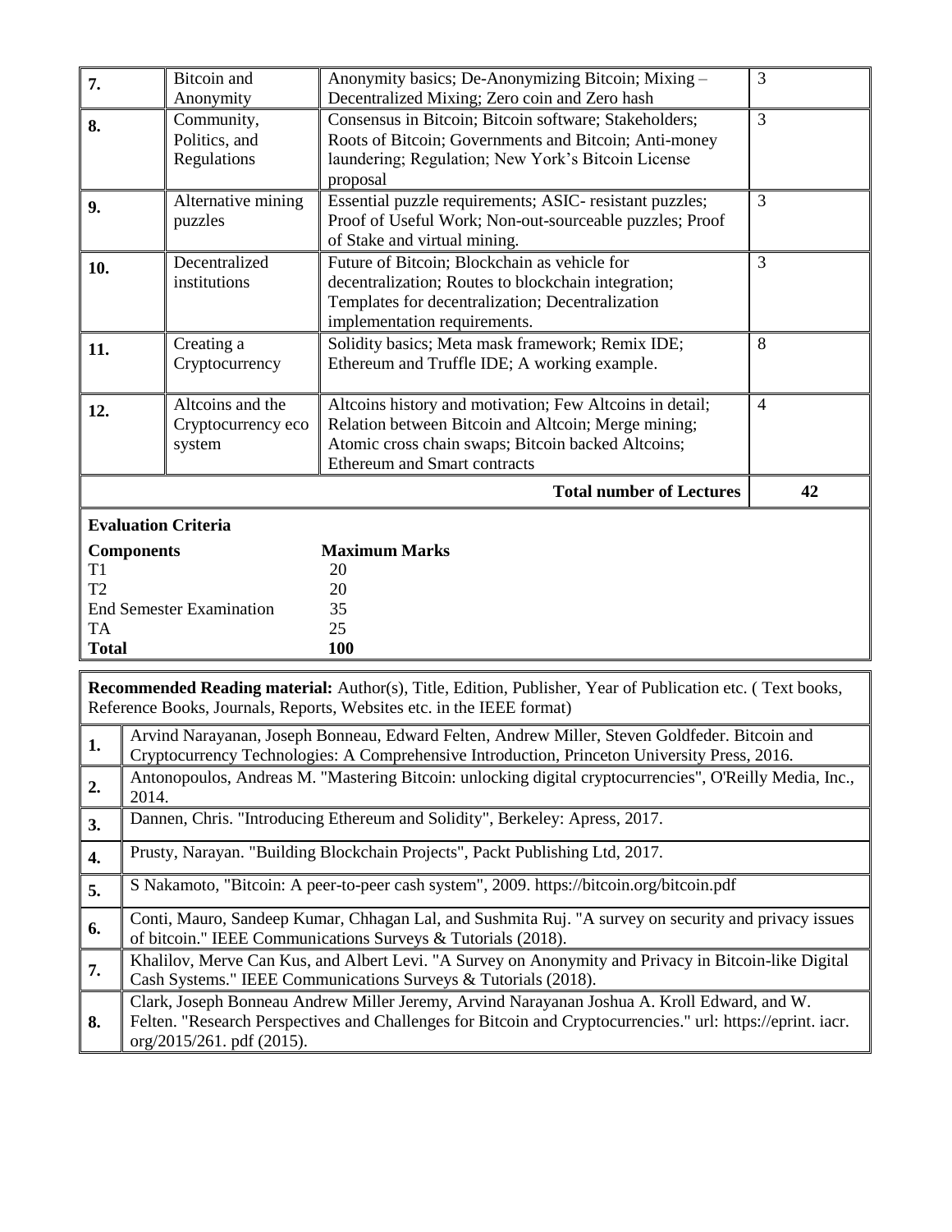| 7. | Bitcoin and Anonymity | Anonymity basics; De-Anonymizing Bitcoin; Mixing – Decentralized Mixing; Zero coin and Zero hash | 3 |
|---|---|---|---|
| 8. | Community, Politics, and Regulations | Consensus in Bitcoin; Bitcoin software; Stakeholders; Roots of Bitcoin; Governments and Bitcoin; Anti-money laundering; Regulation; New York's Bitcoin License proposal | 3 |
| 9. | Alternative mining puzzles | Essential puzzle requirements; ASIC- resistant puzzles; Proof of Useful Work; Non-out-sourceable puzzles; Proof of Stake and virtual mining. | 3 |
| 10. | Decentralized institutions | Future of Bitcoin; Blockchain as vehicle for decentralization; Routes to blockchain integration; Templates for decentralization; Decentralization implementation requirements. | 3 |
| 11. | Creating a Cryptocurrency | Solidity basics; Meta mask framework; Remix IDE; Ethereum and Truffle IDE; A working example. | 8 |
| 12. | Altcoins and the Cryptocurrency eco system | Altcoins history and motivation; Few Altcoins in detail; Relation between Bitcoin and Altcoin; Merge mining; Atomic cross chain swaps; Bitcoin backed Altcoins; Ethereum and Smart contracts | 4 |
| | | **Total number of Lectures** | **42** |

**Evaluation Criteria**

| **Components** | **Maximum Marks** |
|---|---|
| T1 | 20 |
| T2 | 20 |
| End Semester Examination | 35 |
| TA | 25 |
| **Total** | **100** |

**Recommended Reading material:** Author(s), Title, Edition, Publisher, Year of Publication etc. ( Text books, Reference Books, Journals, Reports, Websites etc. in the IEEE format)

| | |
|---|---|
| 1. | Arvind Narayanan, Joseph Bonneau, Edward Felten, Andrew Miller, Steven Goldfeder. Bitcoin and Cryptocurrency Technologies: A Comprehensive Introduction, Princeton University Press, 2016. |
| 2. | Antonopoulos, Andreas M. "Mastering Bitcoin: unlocking digital cryptocurrencies", O'Reilly Media, Inc., 2014. |
| 3. | Dannen, Chris. "Introducing Ethereum and Solidity", Berkeley: Apress, 2017. |
| 4. | Prusty, Narayan. "Building Blockchain Projects", Packt Publishing Ltd, 2017. |
| 5. | S Nakamoto, "Bitcoin: A peer-to-peer cash system", 2009. https://bitcoin.org/bitcoin.pdf |
| 6. | Conti, Mauro, Sandeep Kumar, Chhagan Lal, and Sushmita Ruj. "A survey on security and privacy issues of bitcoin." IEEE Communications Surveys & Tutorials (2018). |
| 7. | Khalilov, Merve Can Kus, and Albert Levi. "A Survey on Anonymity and Privacy in Bitcoin-like Digital Cash Systems." IEEE Communications Surveys & Tutorials (2018). |
| 8. | Clark, Joseph Bonneau Andrew Miller Jeremy, Arvind Narayanan Joshua A. Kroll Edward, and W. Felten. "Research Perspectives and Challenges for Bitcoin and Cryptocurrencies." url: https://eprint. iacr. org/2015/261. pdf (2015). |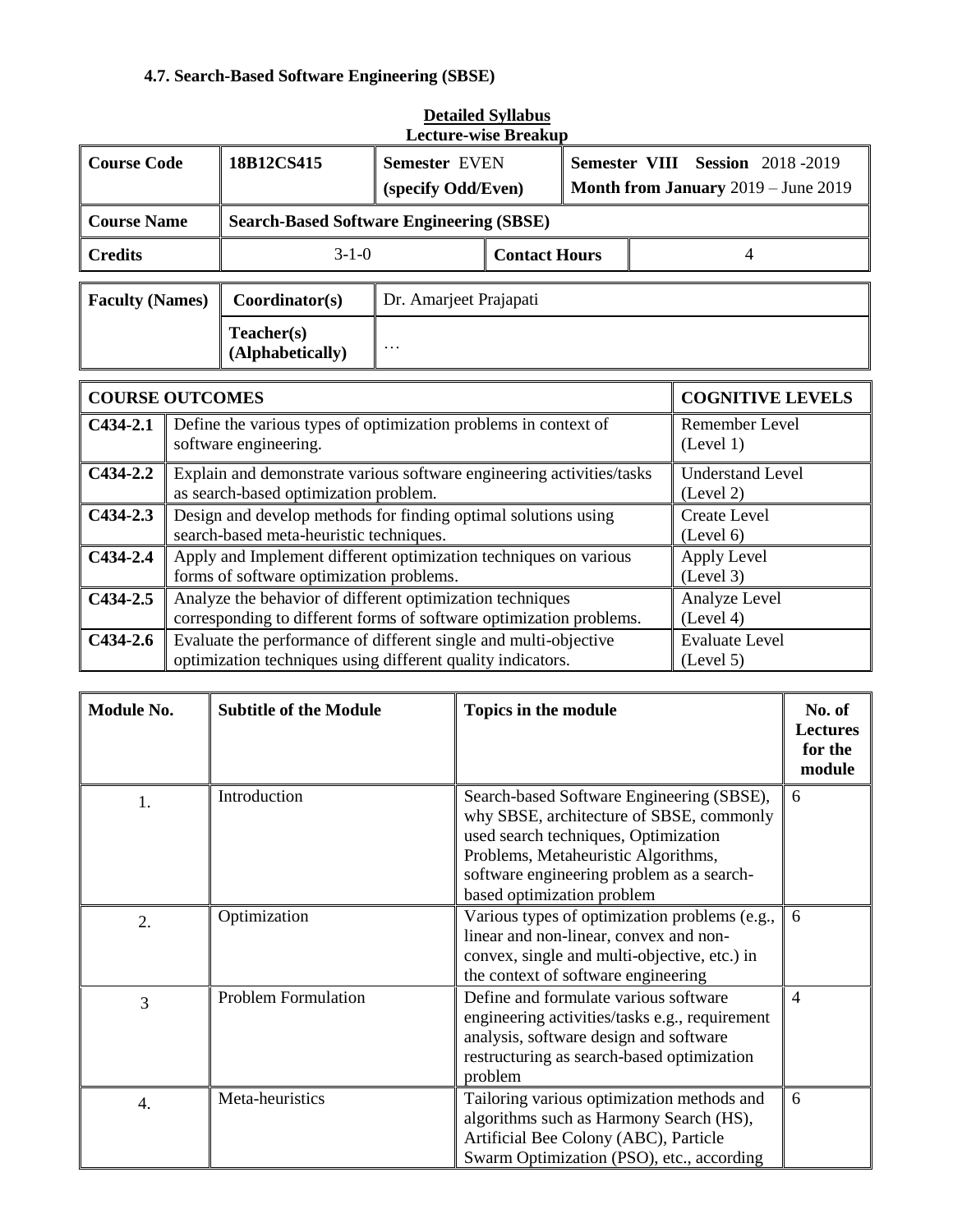### 4.7. Search-Based Software Engineering (SBSE)

**Detailed Syllabus**
**Lecture-wise Breakup**

| Course Code | 18B12CS415 | Semester EVEN (specify Odd/Even) | Semester VIII Session 2018 -2019 Month from January 2019 – June 2019 |
|---|---|---|---|
| Course Name | Search-Based Software Engineering (SBSE) | | |
| Credits | 3-1-0 | Contact Hours | 4 |

| Faculty (Names) | Coordinator(s) | Dr. Amarjeet Prajapati |
|---|---|---|
| | Teacher(s) (Alphabetically) | … |

| COURSE OUTCOMES | | COGNITIVE LEVELS |
|---|---|---|
| C434-2.1 | Define the various types of optimization problems in context of software engineering. | Remember Level (Level 1) |
| C434-2.2 | Explain and demonstrate various software engineering activities/tasks as search-based optimization problem. | Understand Level (Level 2) |
| C434-2.3 | Design and develop methods for finding optimal solutions using search-based meta-heuristic techniques. | Create Level (Level 6) |
| C434-2.4 | Apply and Implement different optimization techniques on various forms of software optimization problems. | Apply Level (Level 3) |
| C434-2.5 | Analyze the behavior of different optimization techniques corresponding to different forms of software optimization problems. | Analyze Level (Level 4) |
| C434-2.6 | Evaluate the performance of different single and multi-objective optimization techniques using different quality indicators. | Evaluate Level (Level 5) |

| Module No. | Subtitle of the Module | Topics in the module | No. of Lectures for the module |
|---|---|---|---|
| 1. | Introduction | Search-based Software Engineering (SBSE), why SBSE, architecture of SBSE, commonly used search techniques, Optimization Problems, Metaheuristic Algorithms, software engineering problem as a search-based optimization problem | 6 |
| 2. | Optimization | Various types of optimization problems (e.g., linear and non-linear, convex and non-convex, single and multi-objective, etc.) in the context of software engineering | 6 |
| 3 | Problem Formulation | Define and formulate various software engineering activities/tasks e.g., requirement analysis, software design and software restructuring as search-based optimization problem | 4 |
| 4. | Meta-heuristics | Tailoring various optimization methods and algorithms such as Harmony Search (HS), Artificial Bee Colony (ABC), Particle Swarm Optimization (PSO), etc., according | 6 |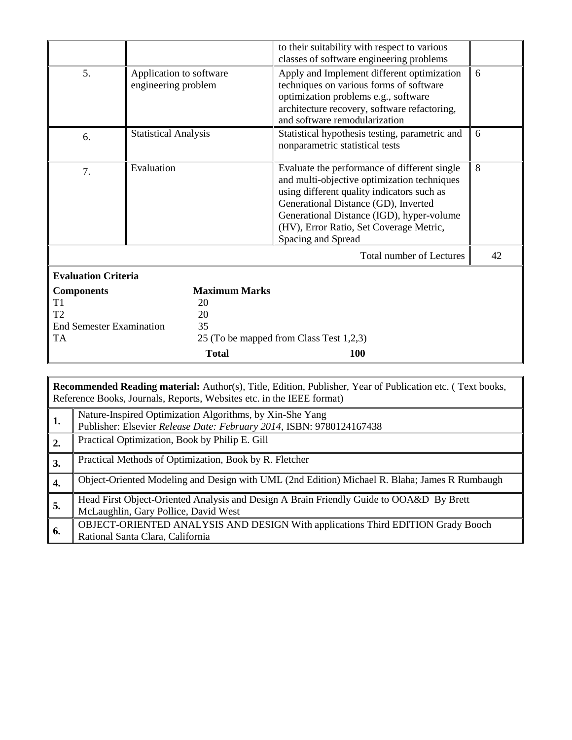| | | | |
|---|---|---|---|
| | | to their suitability with respect to various classes of software engineering problems | |
| 5. | Application to software engineering problem | Apply and Implement different optimization techniques on various forms of software optimization problems e.g., software architecture recovery, software refactoring, and software remodularization | 6 |
| 6. | Statistical Analysis | Statistical hypothesis testing, parametric and nonparametric statistical tests | 6 |
| 7. | Evaluation | Evaluate the performance of different single and multi-objective optimization techniques using different quality indicators such as Generational Distance (GD), Inverted Generational Distance (IGD), hyper-volume (HV), Error Ratio, Set Coverage Metric, Spacing and Spread | 8 |
| | | Total number of Lectures | 42 |

**Evaluation Criteria**

| **Components** | **Maximum Marks** |
|---|---|
| T1 | 20 |
| T2 | 20 |
| End Semester Examination | 35 |
| TA | 25 (To be mapped from Class Test 1,2,3) |
| **Total** | **100** |

**Recommended Reading material:** Author(s), Title, Edition, Publisher, Year of Publication etc. ( Text books, Reference Books, Journals, Reports, Websites etc. in the IEEE format)

| | |
|---|---|
| **1.** | Nature-Inspired Optimization Algorithms, by Xin-She Yang<br>Publisher: Elsevier *Release Date: February 2014*, ISBN: 9780124167438 |
| **2.** | Practical Optimization, Book by Philip E. Gill |
| **3.** | Practical Methods of Optimization, Book by R. Fletcher |
| **4.** | Object-Oriented Modeling and Design with UML (2nd Edition) Michael R. Blaha; James R Rumbaugh |
| **5.** | Head First Object-Oriented Analysis and Design A Brain Friendly Guide to OOA&D By Brett McLaughlin, Gary Pollice, David West |
| **6.** | OBJECT-ORIENTED ANALYSIS AND DESIGN With applications Third EDITION Grady Booch Rational Santa Clara, California |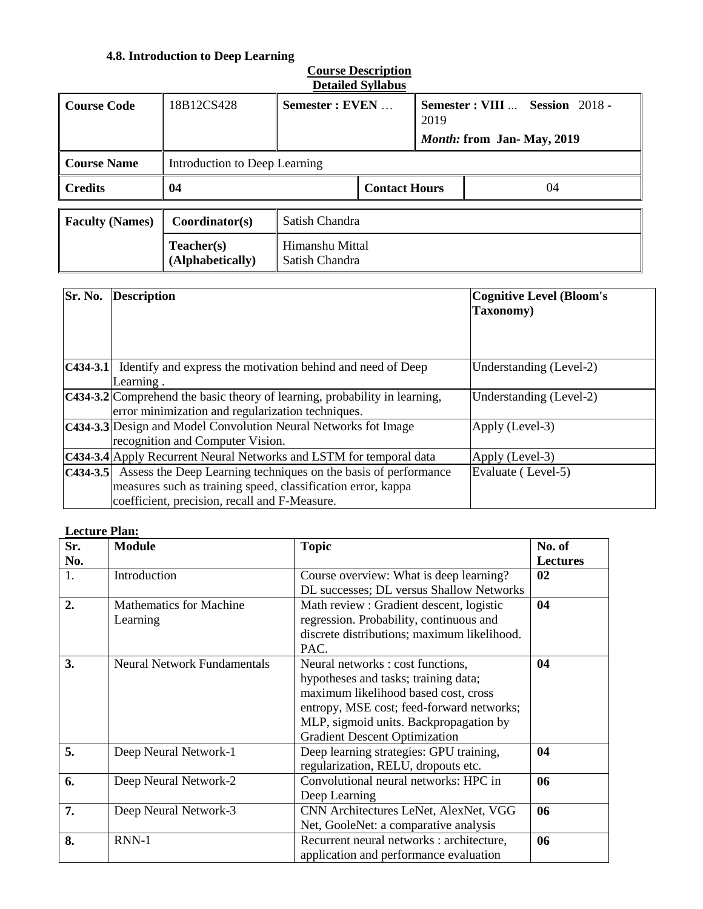### 4.8. Introduction to Deep Learning

**Course Description**

**Detailed Syllabus**

| **Course Code** | 18B12CS428 | **Semester : EVEN** … | | **Semester : VIII** ... **Session** 2018 - 2019<br>*Month:* **from Jan- May, 2019** |
|---|---|---|---|---|
| **Course Name** | Introduction to Deep Learning | | | |
| **Credits** | **04** | | **Contact Hours** | 04 |

| **Faculty (Names)** | **Coordinator(s)** | Satish Chandra |
|---|---|---|
| | **Teacher(s) (Alphabetically)** | Himanshu Mittal<br>Satish Chandra |

| **Sr. No.** | **Description** | **Cognitive Level (Bloom's Taxonomy)** |
|---|---|---|
| **C434-3.1** | Identify and express the motivation behind and need of Deep Learning . | Understanding (Level-2) |
| **C434-3.2** | Comprehend the basic theory of learning, probability in learning, error minimization and regularization techniques. | Understanding (Level-2) |
| **C434-3.3** | Design and Model Convolution Neural Networks fot Image recognition and Computer Vision. | Apply (Level-3) |
| **C434-3.4** | Apply Recurrent Neural Networks and LSTM for temporal data | Apply (Level-3) |
| **C434-3.5** | Assess the Deep Learning techniques on the basis of performance measures such as training speed, classification error, kappa coefficient, precision, recall and F-Measure. | Evaluate ( Level-5) |

**Lecture Plan:**

| **Sr. No.** | **Module** | **Topic** | **No. of Lectures** |
|---|---|---|---|
| 1. | Introduction | Course overview: What is deep learning? DL successes; DL versus Shallow Networks | **02** |
| **2.** | Mathematics for Machine Learning | Math review : Gradient descent, logistic regression. Probability, continuous and discrete distributions; maximum likelihood. PAC. | **04** |
| **3.** | Neural Network Fundamentals | Neural networks : cost functions, hypotheses and tasks; training data; maximum likelihood based cost, cross entropy, MSE cost; feed-forward networks; MLP, sigmoid units. Backpropagation by Gradient Descent Optimization | **04** |
| **5.** | Deep Neural Network-1 | Deep learning strategies: GPU training, regularization, RELU, dropouts etc. | **04** |
| **6.** | Deep Neural Network-2 | Convolutional neural networks: HPC in Deep Learning | **06** |
| **7.** | Deep Neural Network-3 | CNN Architectures LeNet, AlexNet, VGG Net, GooleNet: a comparative analysis | **06** |
| **8.** | RNN-1 | Recurrent neural networks : architecture, application and performance evaluation | **06** |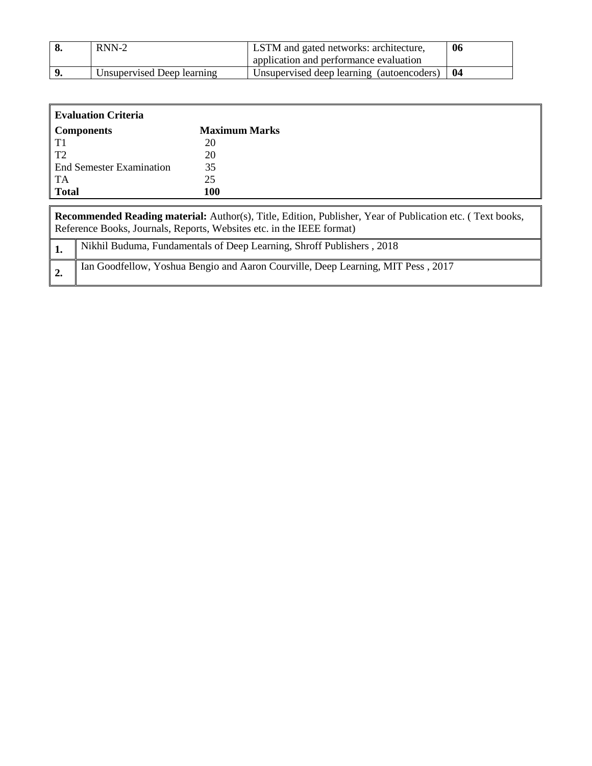| **8.** | RNN-2 | LSTM and gated networks: architecture, application and performance evaluation | **06** |
|---|---|---|---|
| **9.** | Unsupervised Deep learning | Unsupervised deep learning (autoencoders) | **04** |

**Evaluation Criteria**

| **Components** | **Maximum Marks** |
|---|---|
| T1 | 20 |
| T2 | 20 |
| End Semester Examination | 35 |
| TA | 25 |
| **Total** | **100** |

**Recommended Reading material:** Author(s), Title, Edition, Publisher, Year of Publication etc. ( Text books, Reference Books, Journals, Reports, Websites etc. in the IEEE format)

| | |
|---|---|
| **1.** | Nikhil Buduma, Fundamentals of Deep Learning, Shroff Publishers , 2018 |
| **2.** | Ian Goodfellow, Yoshua Bengio and Aaron Courville, Deep Learning, MIT Pess , 2017 |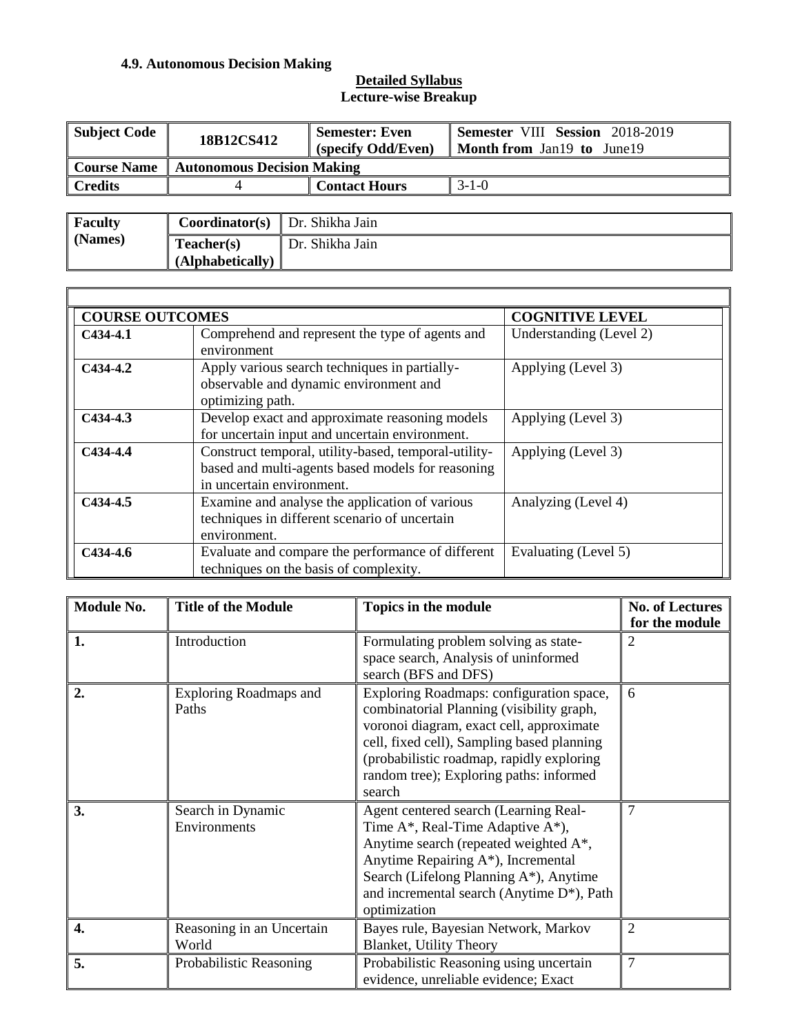#### 4.9. Autonomous Decision Making

**Detailed Syllabus**
**Lecture-wise Breakup**

| **Subject Code** | **18B12CS412** | **Semester: Even (specify Odd/Even)** | **Semester** VIII **Session** 2018-2019 **Month from** Jan19 **to** June19 |
|---|---|---|---|
| **Course Name** | **Autonomous Decision Making** | | |
| **Credits** | 4 | **Contact Hours** | 3-1-0 |

| **Faculty (Names)** | **Coordinator(s)** | Dr. Shikha Jain |
|---|---|---|
| | **Teacher(s) (Alphabetically)** | Dr. Shikha Jain |

| **COURSE OUTCOMES** | | **COGNITIVE LEVEL** |
|---|---|---|
| **C434-4.1** | Comprehend and represent the type of agents and environment | Understanding (Level 2) |
| **C434-4.2** | Apply various search techniques in partially-observable and dynamic environment and optimizing path. | Applying (Level 3) |
| **C434-4.3** | Develop exact and approximate reasoning models for uncertain input and uncertain environment. | Applying (Level 3) |
| **C434-4.4** | Construct temporal, utility-based, temporal-utility-based and multi-agents based models for reasoning in uncertain environment. | Applying (Level 3) |
| **C434-4.5** | Examine and analyse the application of various techniques in different scenario of uncertain environment. | Analyzing (Level 4) |
| **C434-4.6** | Evaluate and compare the performance of different techniques on the basis of complexity. | Evaluating (Level 5) |

| **Module No.** | **Title of the Module** | **Topics in the module** | **No. of Lectures for the module** |
|---|---|---|---|
| **1.** | Introduction | Formulating problem solving as state-space search, Analysis of uninformed search (BFS and DFS) | 2 |
| **2.** | Exploring Roadmaps and Paths | Exploring Roadmaps: configuration space, combinatorial Planning (visibility graph, voronoi diagram, exact cell, approximate cell, fixed cell), Sampling based planning (probabilistic roadmap, rapidly exploring random tree); Exploring paths: informed search | 6 |
| **3.** | Search in Dynamic Environments | Agent centered search (Learning Real-Time A*, Real-Time Adaptive A*), Anytime search (repeated weighted A*, Anytime Repairing A*), Incremental Search (Lifelong Planning A*), Anytime and incremental search (Anytime D*), Path optimization | 7 |
| **4.** | Reasoning in an Uncertain World | Bayes rule, Bayesian Network, Markov Blanket, Utility Theory | 2 |
| **5.** | Probabilistic Reasoning | Probabilistic Reasoning using uncertain evidence, unreliable evidence; Exact | 7 |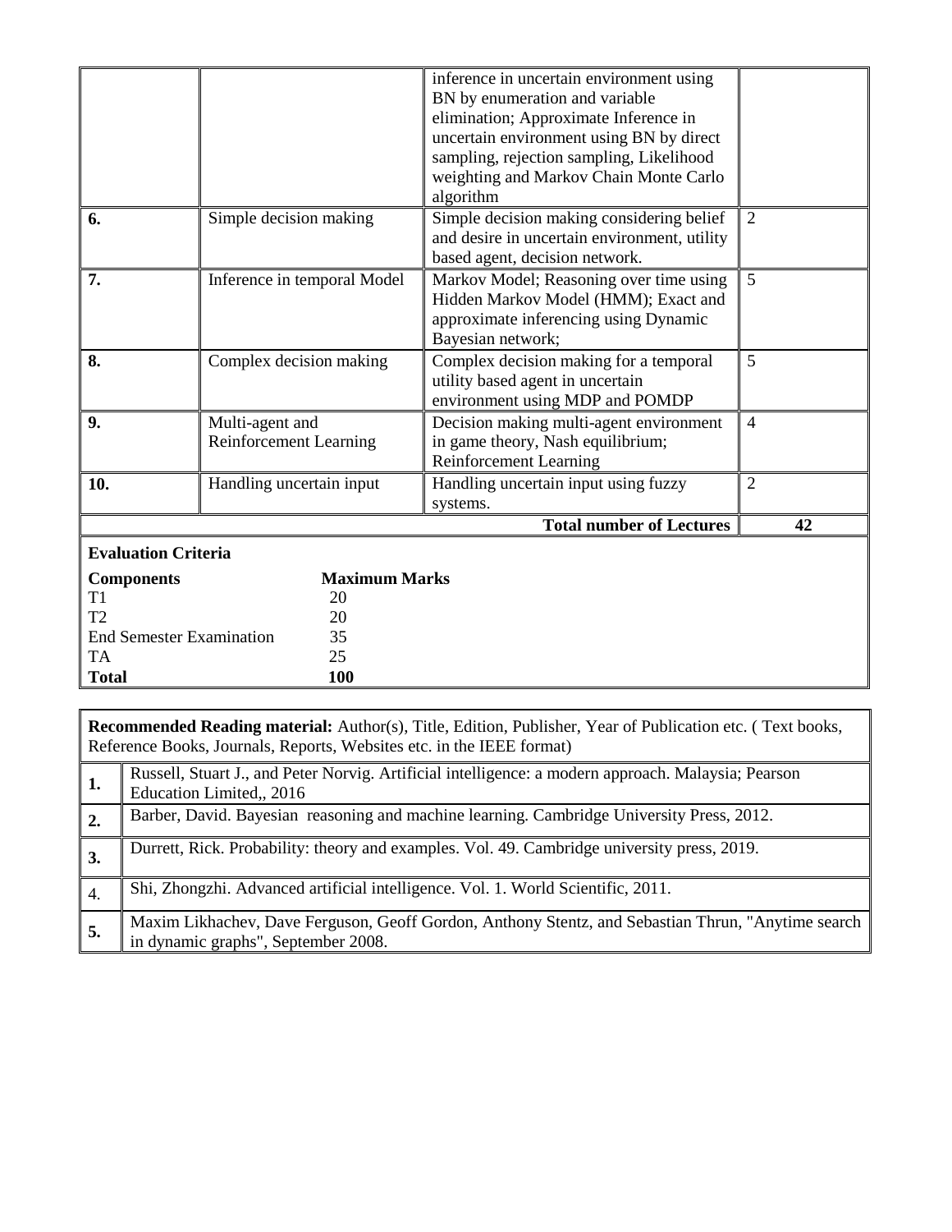|  |  |  |  |
|---|---|---|---|
|  |  | inference in uncertain environment using BN by enumeration and variable elimination; Approximate Inference in uncertain environment using BN by direct sampling, rejection sampling, Likelihood weighting and Markov Chain Monte Carlo algorithm |  |
| **6.** | Simple decision making | Simple decision making considering belief and desire in uncertain environment, utility based agent, decision network. | 2 |
| **7.** | Inference in temporal Model | Markov Model; Reasoning over time using Hidden Markov Model (HMM); Exact and approximate inferencing using Dynamic Bayesian network; | 5 |
| **8.** | Complex decision making | Complex decision making for a temporal utility based agent in uncertain environment using MDP and POMDP | 5 |
| **9.** | Multi-agent and Reinforcement Learning | Decision making multi-agent environment in game theory, Nash equilibrium; Reinforcement Learning | 4 |
| **10.** | Handling uncertain input | Handling uncertain input using fuzzy systems. | 2 |
|  |  | **Total number of Lectures** | **42** |

**Evaluation Criteria**

| **Components** | **Maximum Marks** |
|---|---|
| T1 | 20 |
| T2 | 20 |
| End Semester Examination | 35 |
| TA | 25 |
| **Total** | **100** |

**Recommended Reading material:** Author(s), Title, Edition, Publisher, Year of Publication etc. ( Text books, Reference Books, Journals, Reports, Websites etc. in the IEEE format)

| | |
|---|---|
| **1.** | Russell, Stuart J., and Peter Norvig. Artificial intelligence: a modern approach. Malaysia; Pearson Education Limited,, 2016 |
| **2.** | Barber, David. Bayesian reasoning and machine learning. Cambridge University Press, 2012. |
| **3.** | Durrett, Rick. Probability: theory and examples. Vol. 49. Cambridge university press, 2019. |
| 4. | Shi, Zhongzhi. Advanced artificial intelligence. Vol. 1. World Scientific, 2011. |
| **5.** | Maxim Likhachev, Dave Ferguson, Geoff Gordon, Anthony Stentz, and Sebastian Thrun, "Anytime search in dynamic graphs", September 2008. |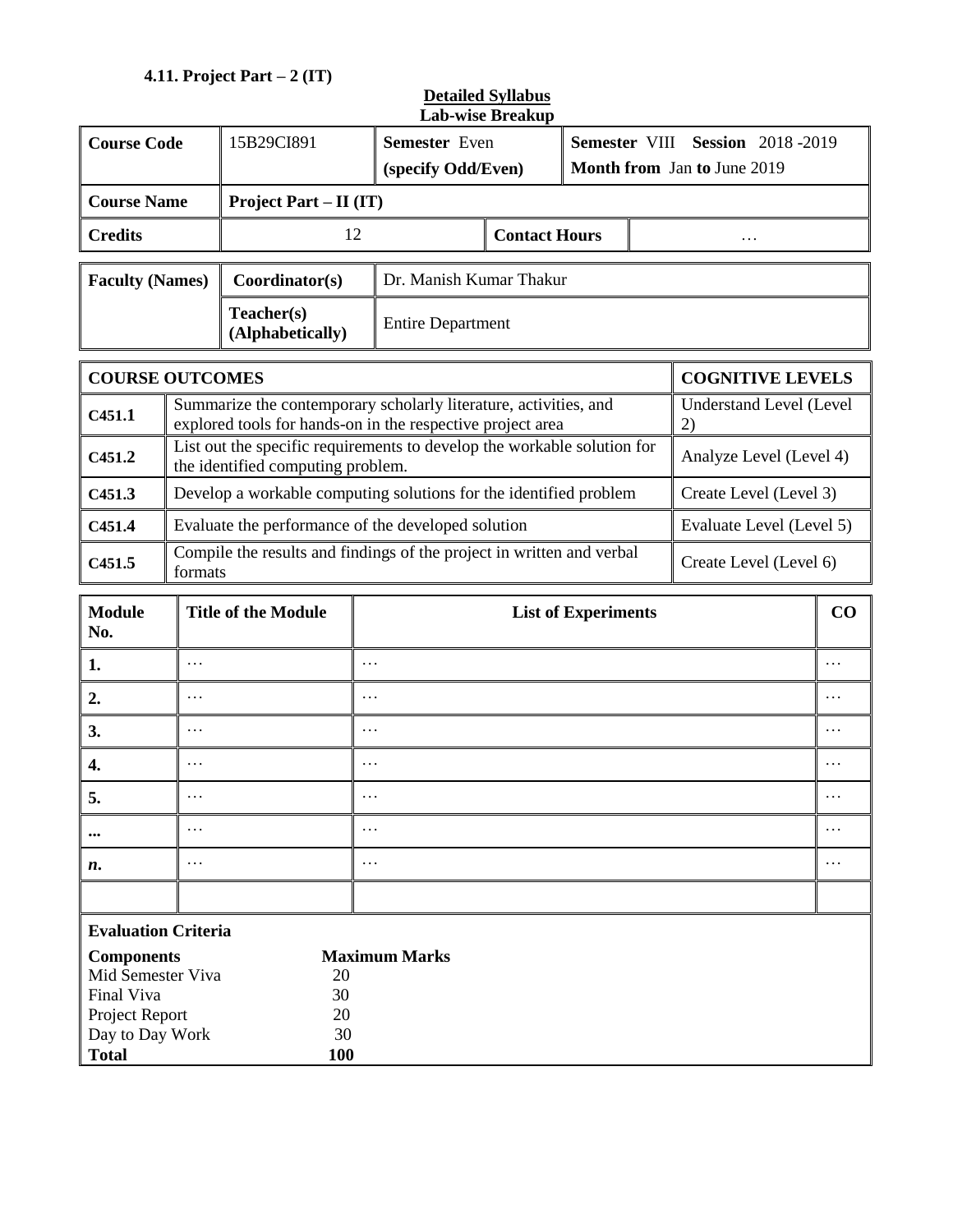### 4.11. Project Part – 2 (IT)

**Detailed Syllabus**
**Lab-wise Breakup**

| Course Code | 15B29CI891 | Semester Even (specify Odd/Even) | Semester VIII Session 2018 -2019 Month from Jan to June 2019 |
|---|---|---|---|
| Course Name | Project Part – II (IT) | | |
| Credits | 12 | Contact Hours | … |

| Faculty (Names) | Coordinator(s) | Dr. Manish Kumar Thakur |
|---|---|---|
| | Teacher(s) (Alphabetically) | Entire Department |

| COURSE OUTCOMES | | COGNITIVE LEVELS |
|---|---|---|
| C451.1 | Summarize the contemporary scholarly literature, activities, and explored tools for hands-on in the respective project area | Understand Level (Level 2) |
| C451.2 | List out the specific requirements to develop the workable solution for the identified computing problem. | Analyze Level (Level 4) |
| C451.3 | Develop a workable computing solutions for the identified problem | Create Level (Level 3) |
| C451.4 | Evaluate the performance of the developed solution | Evaluate Level (Level 5) |
| C451.5 | Compile the results and findings of the project in written and verbal formats | Create Level (Level 6) |

| Module No. | Title of the Module | List of Experiments | CO |
|---|---|---|---|
| 1. | … | … | … |
| 2. | … | … | … |
| 3. | … | … | … |
| 4. | … | … | … |
| 5. | … | … | … |
| ... | … | … | … |
| *n*. | … | … | … |
| | | | |

**Evaluation Criteria**

| Components | Maximum Marks |
|---|---|
| Mid Semester Viva | 20 |
| Final Viva | 30 |
| Project Report | 20 |
| Day to Day Work | 30 |
| **Total** | **100** |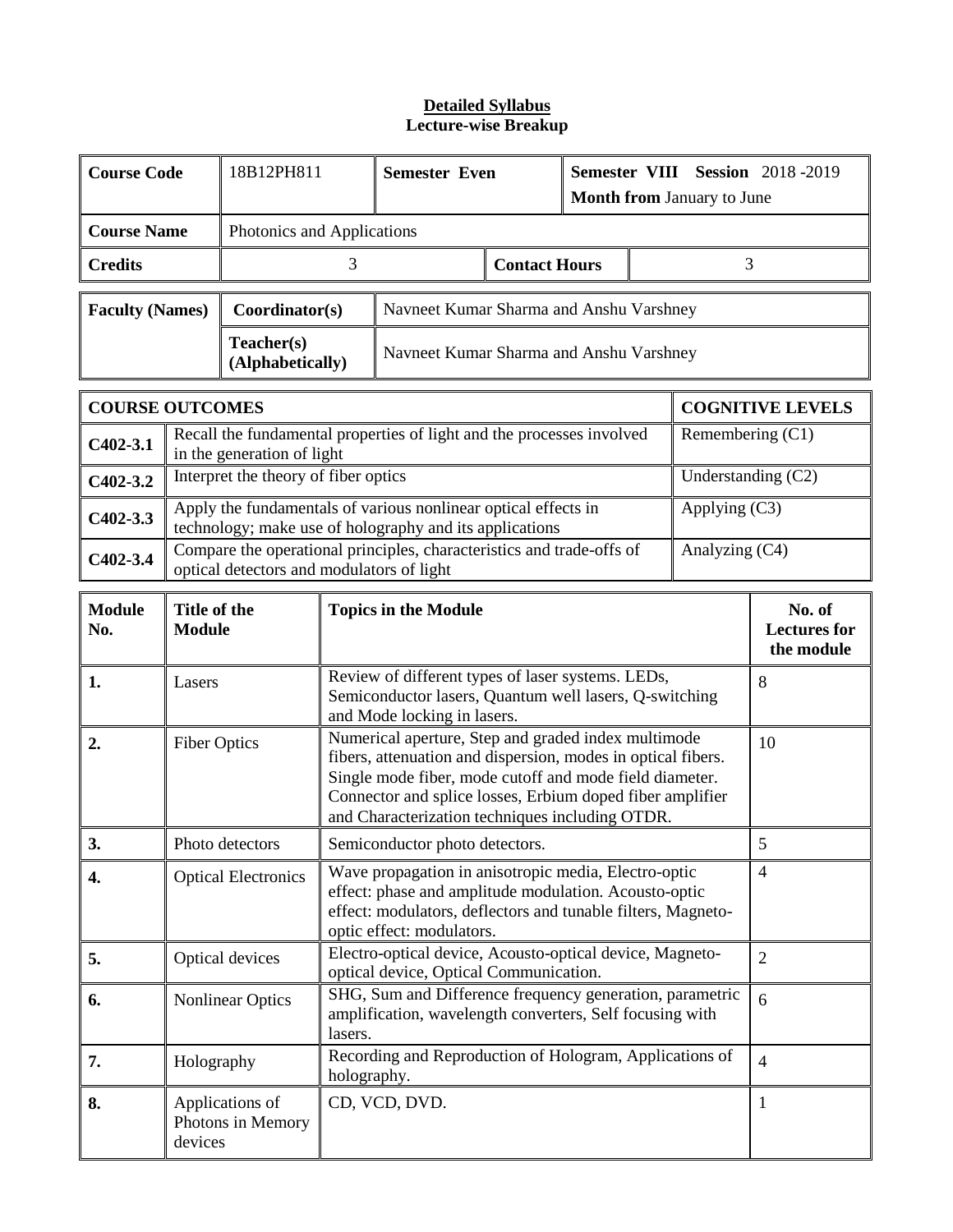**Detailed Syllabus**
**Lecture-wise Breakup**

| **Course Code** | 18B12PH811 | **Semester Even** | | **Semester VIII Session** 2018 -2019 **Month from** January to June |
|---|---|---|---|---|
| **Course Name** | Photonics and Applications | | | |
| **Credits** | 3 | | **Contact Hours** | 3 |

| **Faculty (Names)** | **Coordinator(s)** | Navneet Kumar Sharma and Anshu Varshney |
|---|---|---|
| | **Teacher(s) (Alphabetically)** | Navneet Kumar Sharma and Anshu Varshney |

| **COURSE OUTCOMES** | | **COGNITIVE LEVELS** |
|---|---|---|
| **C402-3.1** | Recall the fundamental properties of light and the processes involved in the generation of light | Remembering (C1) |
| **C402-3.2** | Interpret the theory of fiber optics | Understanding (C2) |
| **C402-3.3** | Apply the fundamentals of various nonlinear optical effects in technology; make use of holography and its applications | Applying (C3) |
| **C402-3.4** | Compare the operational principles, characteristics and trade-offs of optical detectors and modulators of light | Analyzing (C4) |

| **Module No.** | **Title of the Module** | **Topics in the Module** | **No. of Lectures for the module** |
|---|---|---|---|
| **1.** | Lasers | Review of different types of laser systems. LEDs, Semiconductor lasers, Quantum well lasers, Q-switching and Mode locking in lasers. | 8 |
| **2.** | Fiber Optics | Numerical aperture, Step and graded index multimode fibers, attenuation and dispersion, modes in optical fibers. Single mode fiber, mode cutoff and mode field diameter. Connector and splice losses, Erbium doped fiber amplifier and Characterization techniques including OTDR. | 10 |
| **3.** | Photo detectors | Semiconductor photo detectors. | 5 |
| **4.** | Optical Electronics | Wave propagation in anisotropic media, Electro-optic effect: phase and amplitude modulation. Acousto-optic effect: modulators, deflectors and tunable filters, Magneto-optic effect: modulators. | 4 |
| **5.** | Optical devices | Electro-optical device, Acousto-optical device, Magneto-optical device, Optical Communication. | 2 |
| **6.** | Nonlinear Optics | SHG, Sum and Difference frequency generation, parametric amplification, wavelength converters, Self focusing with lasers. | 6 |
| **7.** | Holography | Recording and Reproduction of Hologram, Applications of holography. | 4 |
| **8.** | Applications of Photons in Memory devices | CD, VCD, DVD. | 1 |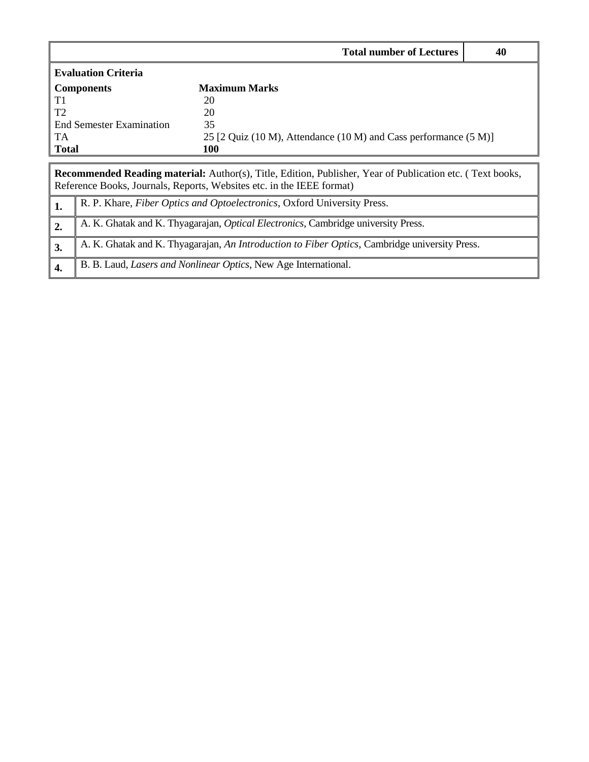| Total number of Lectures | 40 |
|---|---|

**Evaluation Criteria**

| **Components** | **Maximum Marks** |
|---|---|
| T1 | 20 |
| T2 | 20 |
| End Semester Examination | 35 |
| TA | 25 [2 Quiz (10 M), Attendance (10 M) and Cass performance (5 M)] |
| **Total** | **100** |

**Recommended Reading material:** Author(s), Title, Edition, Publisher, Year of Publication etc. ( Text books, Reference Books, Journals, Reports, Websites etc. in the IEEE format)

| | |
|---|---|
| **1.** | R. P. Khare, *Fiber Optics and Optoelectronics*, Oxford University Press. |
| **2.** | A. K. Ghatak and K. Thyagarajan, *Optical Electronics*, Cambridge university Press. |
| **3.** | A. K. Ghatak and K. Thyagarajan, *An Introduction to Fiber Optics*, Cambridge university Press. |
| **4.** | B. B. Laud, *Lasers and Nonlinear Optics*, New Age International. |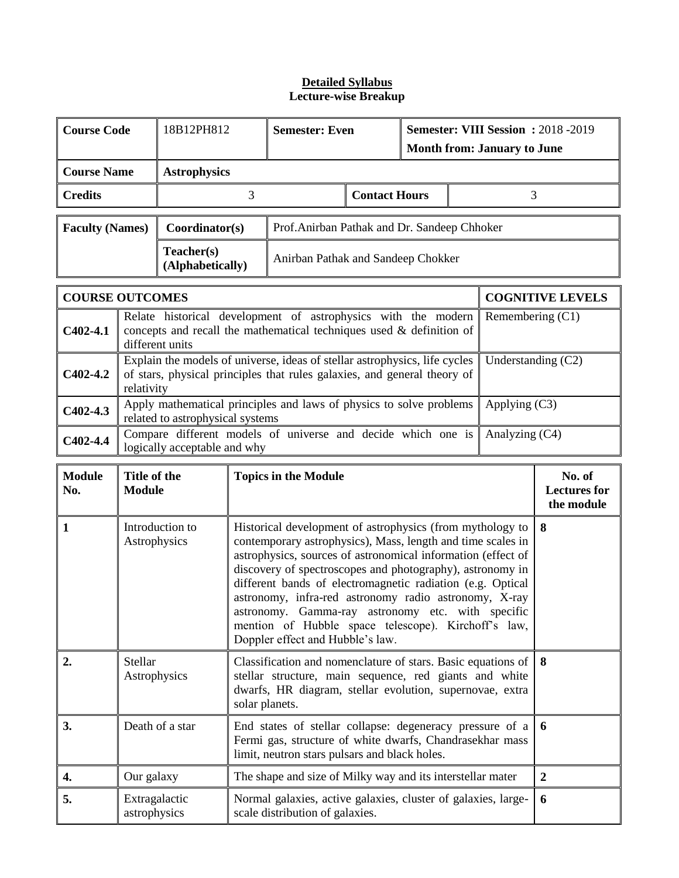**Detailed Syllabus**
**Lecture-wise Breakup**

| **Course Code** | 18B12PH812 | **Semester: Even** | | **Semester: VIII Session :** 2018 -2019 **Month from: January to June** |
|---|---|---|---|---|
| **Course Name** | **Astrophysics** | | | |
| **Credits** | 3 | | **Contact Hours** | 3 |

| **Faculty (Names)** | **Coordinator(s)** | Prof.Anirban Pathak and Dr. Sandeep Chhoker |
|---|---|---|
| | **Teacher(s) (Alphabetically)** | Anirban Pathak and Sandeep Chokker |

| **COURSE OUTCOMES** | | **COGNITIVE LEVELS** |
|---|---|---|
| **C402-4.1** | Relate historical development of astrophysics with the modern concepts and recall the mathematical techniques used & definition of different units | Remembering (C1) |
| **C402-4.2** | Explain the models of universe, ideas of stellar astrophysics, life cycles of stars, physical principles that rules galaxies, and general theory of relativity | Understanding (C2) |
| **C402-4.3** | Apply mathematical principles and laws of physics to solve problems related to astrophysical systems | Applying (C3) |
| **C402-4.4** | Compare different models of universe and decide which one is logically acceptable and why | Analyzing (C4) |

| **Module No.** | **Title of the Module** | **Topics in the Module** | **No. of Lectures for the module** |
|---|---|---|---|
| **1** | Introduction to Astrophysics | Historical development of astrophysics (from mythology to contemporary astrophysics), Mass, length and time scales in astrophysics, sources of astronomical information (effect of discovery of spectroscopes and photography), astronomy in different bands of electromagnetic radiation (e.g. Optical astronomy, infra-red astronomy radio astronomy, X-ray astronomy. Gamma-ray astronomy etc. with specific mention of Hubble space telescope). Kirchoff's law, Doppler effect and Hubble's law. | **8** |
| **2.** | Stellar Astrophysics | Classification and nomenclature of stars. Basic equations of stellar structure, main sequence, red giants and white dwarfs, HR diagram, stellar evolution, supernovae, extra solar planets. | **8** |
| **3.** | Death of a star | End states of stellar collapse: degeneracy pressure of a Fermi gas, structure of white dwarfs, Chandrasekhar mass limit, neutron stars pulsars and black holes. | **6** |
| **4.** | Our galaxy | The shape and size of Milky way and its interstellar mater | **2** |
| **5.** | Extragalactic astrophysics | Normal galaxies, active galaxies, cluster of galaxies, large-scale distribution of galaxies. | **6** |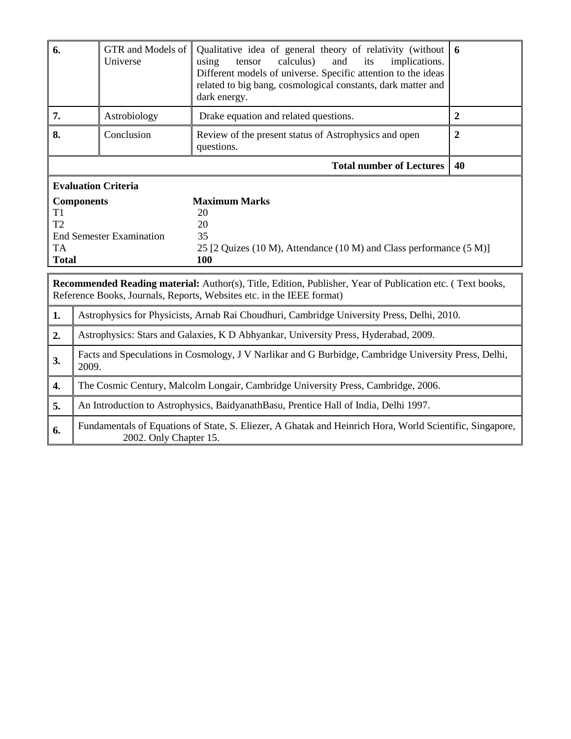| 6. | GTR and Models of Universe | Qualitative idea of general theory of relativity (without using tensor calculus) and its implications. Different models of universe. Specific attention to the ideas related to big bang, cosmological constants, dark matter and dark energy. | 6 |
|---|---|---|---|
| 7. | Astrobiology | Drake equation and related questions. | 2 |
| 8. | Conclusion | Review of the present status of Astrophysics and open questions. | 2 |
| | | **Total number of Lectures** | **40** |

**Evaluation Criteria**

| **Components** | **Maximum Marks** |
|---|---|
| T1 | 20 |
| T2 | 20 |
| End Semester Examination | 35 |
| TA | 25 [2 Quizes (10 M), Attendance (10 M) and Class performance (5 M)] |
| **Total** | **100** |

**Recommended Reading material:** Author(s), Title, Edition, Publisher, Year of Publication etc. ( Text books, Reference Books, Journals, Reports, Websites etc. in the IEEE format)

| | |
|---|---|
| **1.** | Astrophysics for Physicists, Arnab Rai Choudhuri, Cambridge University Press, Delhi, 2010. |
| **2.** | Astrophysics: Stars and Galaxies, K D Abhyankar, University Press, Hyderabad, 2009. |
| **3.** | Facts and Speculations in Cosmology, J V Narlikar and G Burbidge, Cambridge University Press, Delhi, 2009. |
| **4.** | The Cosmic Century, Malcolm Longair, Cambridge University Press, Cambridge, 2006. |
| **5.** | An Introduction to Astrophysics, BaidyanathBasu, Prentice Hall of India, Delhi 1997. |
| **6.** | Fundamentals of Equations of State, S. Eliezer, A Ghatak and Heinrich Hora, World Scientific, Singapore, 2002. Only Chapter 15. |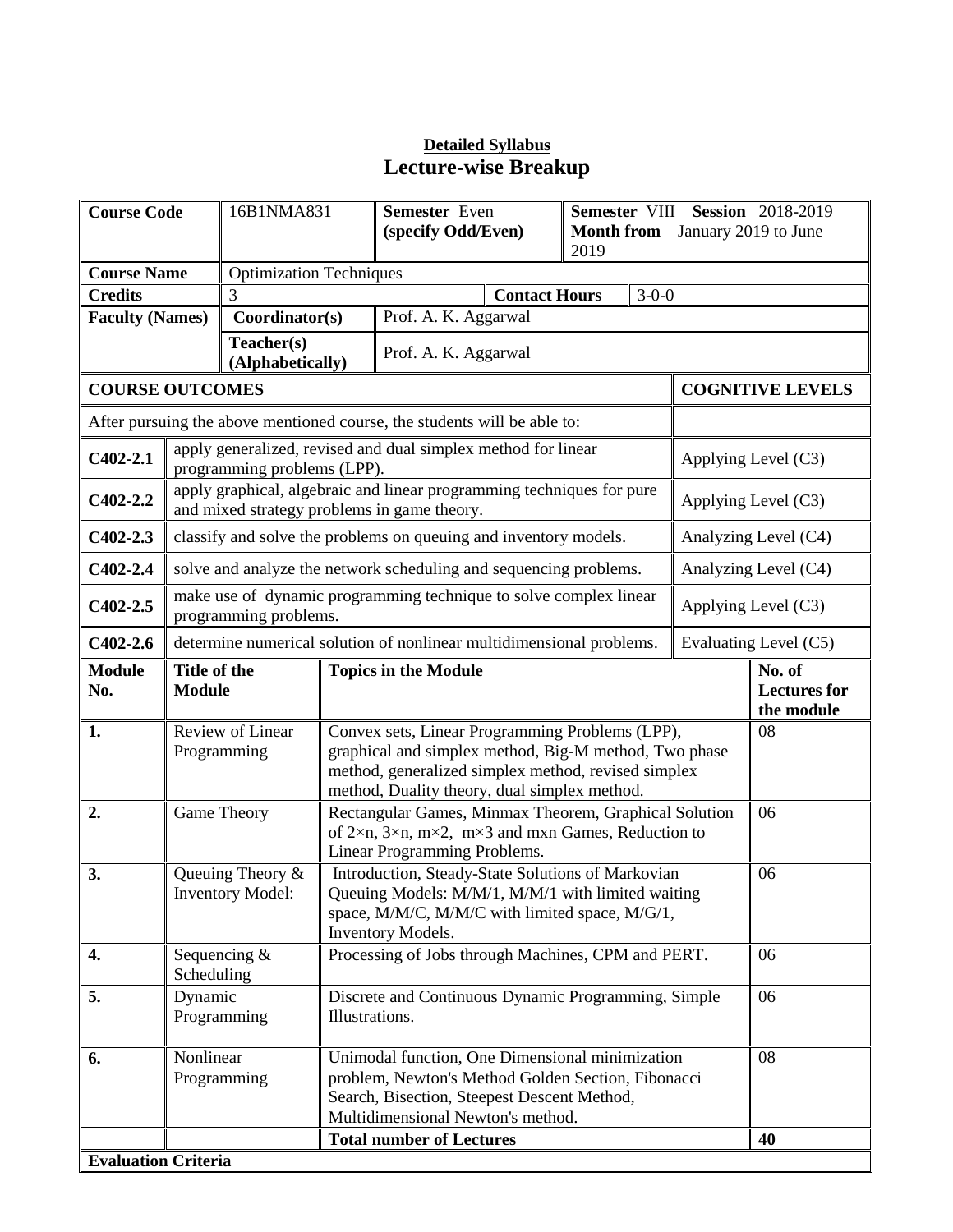**Detailed Syllabus**

# Lecture-wise Breakup

| Course Code | 16B1NMA831 | Semester Even (specify Odd/Even) | Semester VIII Session 2018-2019 Month from January 2019 to June 2019 |
|---|---|---|---|
| Course Name | Optimization Techniques | | |
| Credits | 3 | Contact Hours | 3-0-0 |
| Faculty (Names) | Coordinator(s) | Prof. A. K. Aggarwal | |
| | Teacher(s) (Alphabetically) | Prof. A. K. Aggarwal | |

| COURSE OUTCOMES | | COGNITIVE LEVELS |
|---|---|---|
| After pursuing the above mentioned course, the students will be able to: | | |
| C402-2.1 | apply generalized, revised and dual simplex method for linear programming problems (LPP). | Applying Level (C3) |
| C402-2.2 | apply graphical, algebraic and linear programming techniques for pure and mixed strategy problems in game theory. | Applying Level (C3) |
| C402-2.3 | classify and solve the problems on queuing and inventory models. | Analyzing Level (C4) |
| C402-2.4 | solve and analyze the network scheduling and sequencing problems. | Analyzing Level (C4) |
| C402-2.5 | make use of dynamic programming technique to solve complex linear programming problems. | Applying Level (C3) |
| C402-2.6 | determine numerical solution of nonlinear multidimensional problems. | Evaluating Level (C5) |

| Module No. | Title of the Module | Topics in the Module | No. of Lectures for the module |
|---|---|---|---|
| 1. | Review of Linear Programming | Convex sets, Linear Programming Problems (LPP), graphical and simplex method, Big-M method, Two phase method, generalized simplex method, revised simplex method, Duality theory, dual simplex method. | 08 |
| 2. | Game Theory | Rectangular Games, Minmax Theorem, Graphical Solution of 2×n, 3×n, m×2, m×3 and mxn Games, Reduction to Linear Programming Problems. | 06 |
| 3. | Queuing Theory & Inventory Model: | Introduction, Steady-State Solutions of Markovian Queuing Models: M/M/1, M/M/1 with limited waiting space, M/M/C, M/M/C with limited space, M/G/1, Inventory Models. | 06 |
| 4. | Sequencing & Scheduling | Processing of Jobs through Machines, CPM and PERT. | 06 |
| 5. | Dynamic Programming | Discrete and Continuous Dynamic Programming, Simple Illustrations. | 06 |
| 6. | Nonlinear Programming | Unimodal function, One Dimensional minimization problem, Newton's Method Golden Section, Fibonacci Search, Bisection, Steepest Descent Method, Multidimensional Newton's method. | 08 |
| | | **Total number of Lectures** | **40** |

**Evaluation Criteria**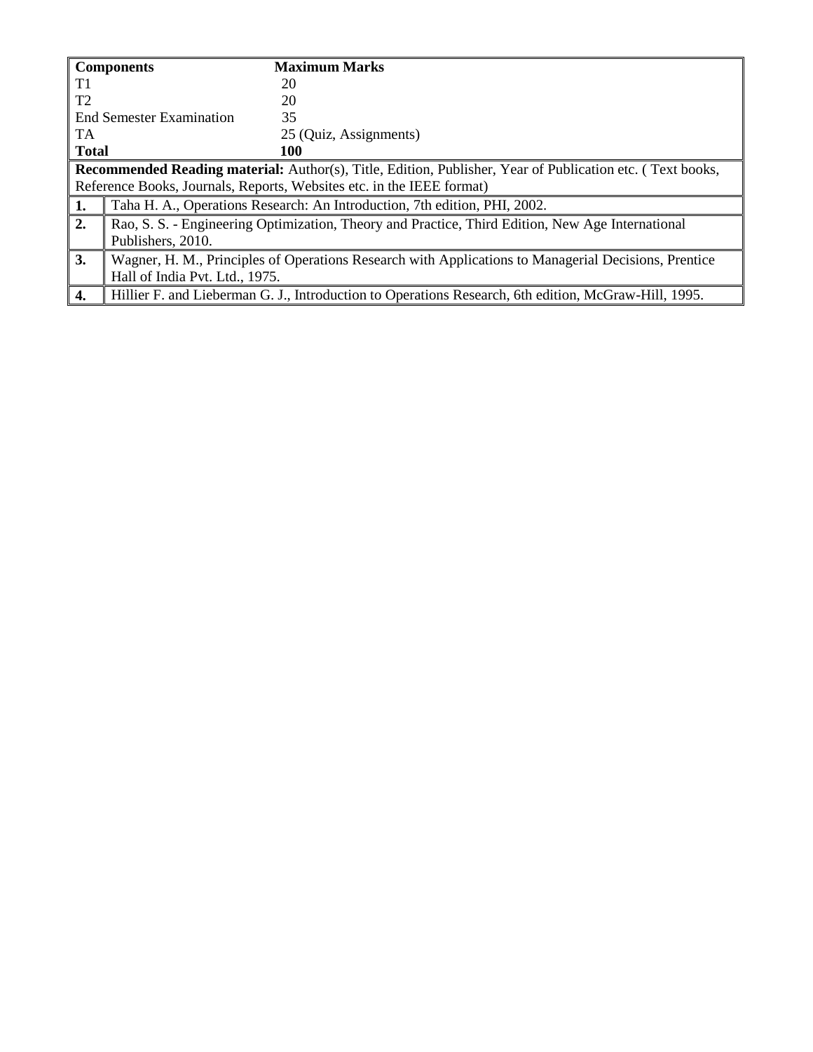| **Components** | **Maximum Marks** |
|---|---|
| T1 | 20 |
| T2 | 20 |
| End Semester Examination | 35 |
| TA | 25 (Quiz, Assignments) |
| **Total** | **100** |

**Recommended Reading material:** Author(s), Title, Edition, Publisher, Year of Publication etc. ( Text books, Reference Books, Journals, Reports, Websites etc. in the IEEE format)

| | |
|---|---|
| **1.** | Taha H. A., Operations Research: An Introduction, 7th edition, PHI, 2002. |
| **2.** | Rao, S. S. - Engineering Optimization, Theory and Practice, Third Edition, New Age International Publishers, 2010. |
| **3.** | Wagner, H. M., Principles of Operations Research with Applications to Managerial Decisions, Prentice Hall of India Pvt. Ltd., 1975. |
| **4.** | Hillier F. and Lieberman G. J., Introduction to Operations Research, 6th edition, McGraw-Hill, 1995. |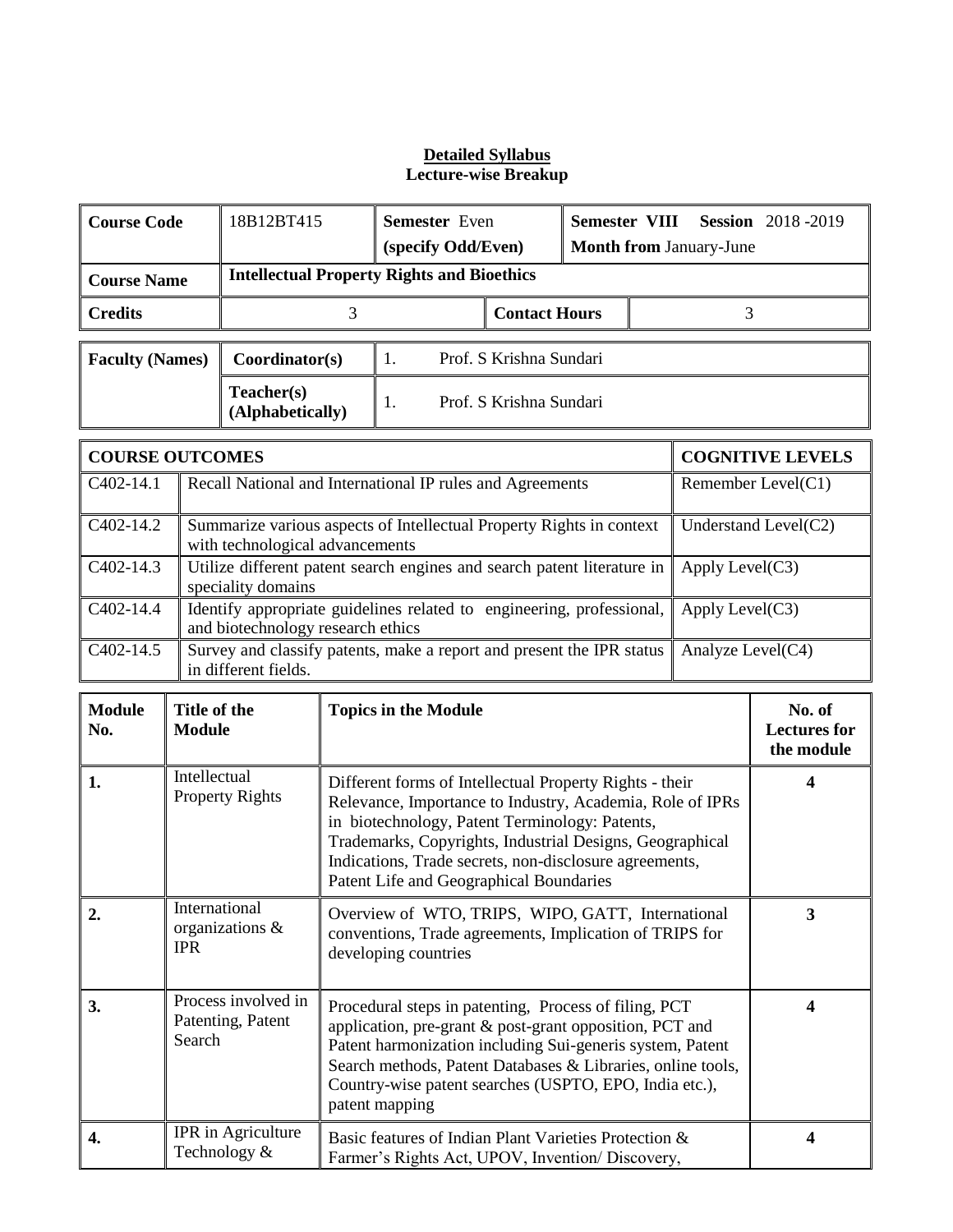**Detailed Syllabus**
**Lecture-wise Breakup**

| **Course Code** | 18B12BT415 | **Semester** Even **(specify Odd/Even)** | **Semester VIII Session** 2018 -2019 **Month from** January-June |
|---|---|---|---|
| **Course Name** | **Intellectual Property Rights and Bioethics** | | |
| **Credits** | 3 | **Contact Hours** | 3 |

| **Faculty (Names)** | **Coordinator(s)** | 1. Prof. S Krishna Sundari |
|---|---|---|
| | **Teacher(s) (Alphabetically)** | 1. Prof. S Krishna Sundari |

| **COURSE OUTCOMES** | | **COGNITIVE LEVELS** |
|---|---|---|
| C402-14.1 | Recall National and International IP rules and Agreements | Remember Level(C1) |
| C402-14.2 | Summarize various aspects of Intellectual Property Rights in context with technological advancements | Understand Level(C2) |
| C402-14.3 | Utilize different patent search engines and search patent literature in speciality domains | Apply Level(C3) |
| C402-14.4 | Identify appropriate guidelines related to engineering, professional, and biotechnology research ethics | Apply Level(C3) |
| C402-14.5 | Survey and classify patents, make a report and present the IPR status in different fields. | Analyze Level(C4) |

| **Module No.** | **Title of the Module** | **Topics in the Module** | **No. of Lectures for the module** |
|---|---|---|---|
| **1.** | Intellectual Property Rights | Different forms of Intellectual Property Rights - their Relevance, Importance to Industry, Academia, Role of IPRs in biotechnology, Patent Terminology: Patents, Trademarks, Copyrights, Industrial Designs, Geographical Indications, Trade secrets, non-disclosure agreements, Patent Life and Geographical Boundaries | **4** |
| **2.** | International organizations & IPR | Overview of WTO, TRIPS, WIPO, GATT, International conventions, Trade agreements, Implication of TRIPS for developing countries | **3** |
| **3.** | Process involved in Patenting, Patent Search | Procedural steps in patenting, Process of filing, PCT application, pre-grant & post-grant opposition, PCT and Patent harmonization including Sui-generis system, Patent Search methods, Patent Databases & Libraries, online tools, Country-wise patent searches (USPTO, EPO, India etc.), patent mapping | **4** |
| **4.** | IPR in Agriculture Technology & | Basic features of Indian Plant Varieties Protection & Farmer's Rights Act, UPOV, Invention/ Discovery, | **4** |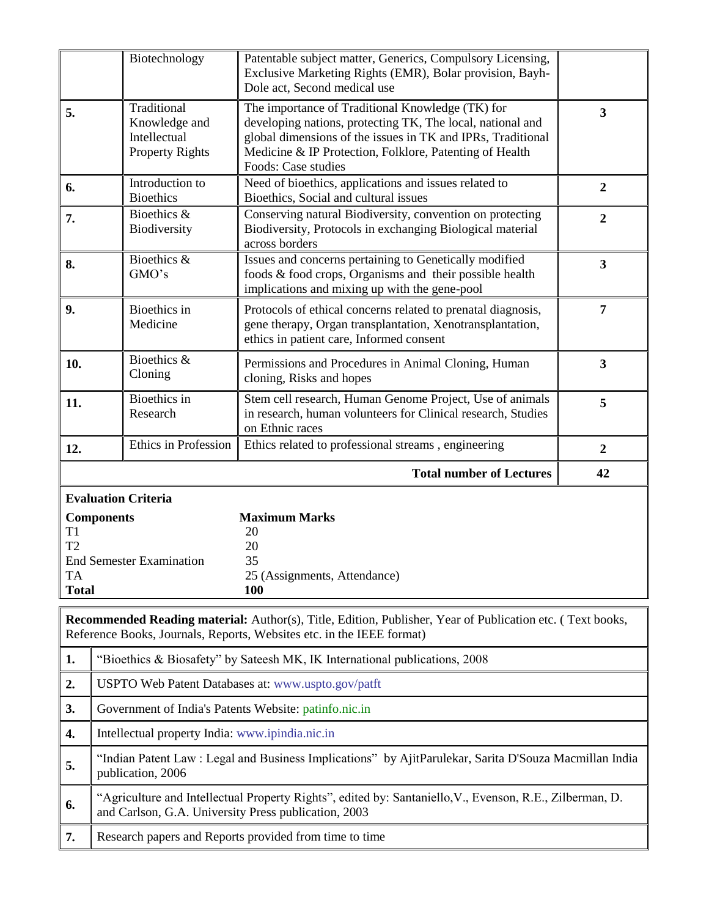| | | | |
|---|---|---|---|
| | Biotechnology | Patentable subject matter, Generics, Compulsory Licensing, Exclusive Marketing Rights (EMR), Bolar provision, Bayh-Dole act, Second medical use | |
| **5.** | Traditional Knowledge and Intellectual Property Rights | The importance of Traditional Knowledge (TK) for developing nations, protecting TK, The local, national and global dimensions of the issues in TK and IPRs, Traditional Medicine & IP Protection, Folklore, Patenting of Health Foods: Case studies | **3** |
| **6.** | Introduction to Bioethics | Need of bioethics, applications and issues related to Bioethics, Social and cultural issues | **2** |
| **7.** | Bioethics & Biodiversity | Conserving natural Biodiversity, convention on protecting Biodiversity, Protocols in exchanging Biological material across borders | **2** |
| **8.** | Bioethics & GMO's | Issues and concerns pertaining to Genetically modified foods & food crops, Organisms and their possible health implications and mixing up with the gene-pool | **3** |
| **9.** | Bioethics in Medicine | Protocols of ethical concerns related to prenatal diagnosis, gene therapy, Organ transplantation, Xenotransplantation, ethics in patient care, Informed consent | **7** |
| **10.** | Bioethics & Cloning | Permissions and Procedures in Animal Cloning, Human cloning, Risks and hopes | **3** |
| **11.** | Bioethics in Research | Stem cell research, Human Genome Project, Use of animals in research, human volunteers for Clinical research, Studies on Ethnic races | **5** |
| **12.** | Ethics in Profession | Ethics related to professional streams , engineering | **2** |
| | | **Total number of Lectures** | **42** |

**Evaluation Criteria**

| **Components** | **Maximum Marks** |
|---|---|
| T1 | 20 |
| T2 | 20 |
| End Semester Examination | 35 |
| TA | 25 (Assignments, Attendance) |
| **Total** | **100** |

**Recommended Reading material:** Author(s), Title, Edition, Publisher, Year of Publication etc. ( Text books, Reference Books, Journals, Reports, Websites etc. in the IEEE format)

| | |
|---|---|
| **1.** | "Bioethics & Biosafety" by Sateesh MK, IK International publications, 2008 |
| **2.** | USPTO Web Patent Databases at: www.uspto.gov/patft |
| **3.** | Government of India's Patents Website: patinfo.nic.in |
| **4.** | Intellectual property India: www.ipindia.nic.in |
| **5.** | "Indian Patent Law : Legal and Business Implications" by AjitParulekar, Sarita D'Souza Macmillan India publication, 2006 |
| **6.** | "Agriculture and Intellectual Property Rights", edited by: Santaniello,V., Evenson, R.E., Zilberman, D. and Carlson, G.A. University Press publication, 2003 |
| **7.** | Research papers and Reports provided from time to time |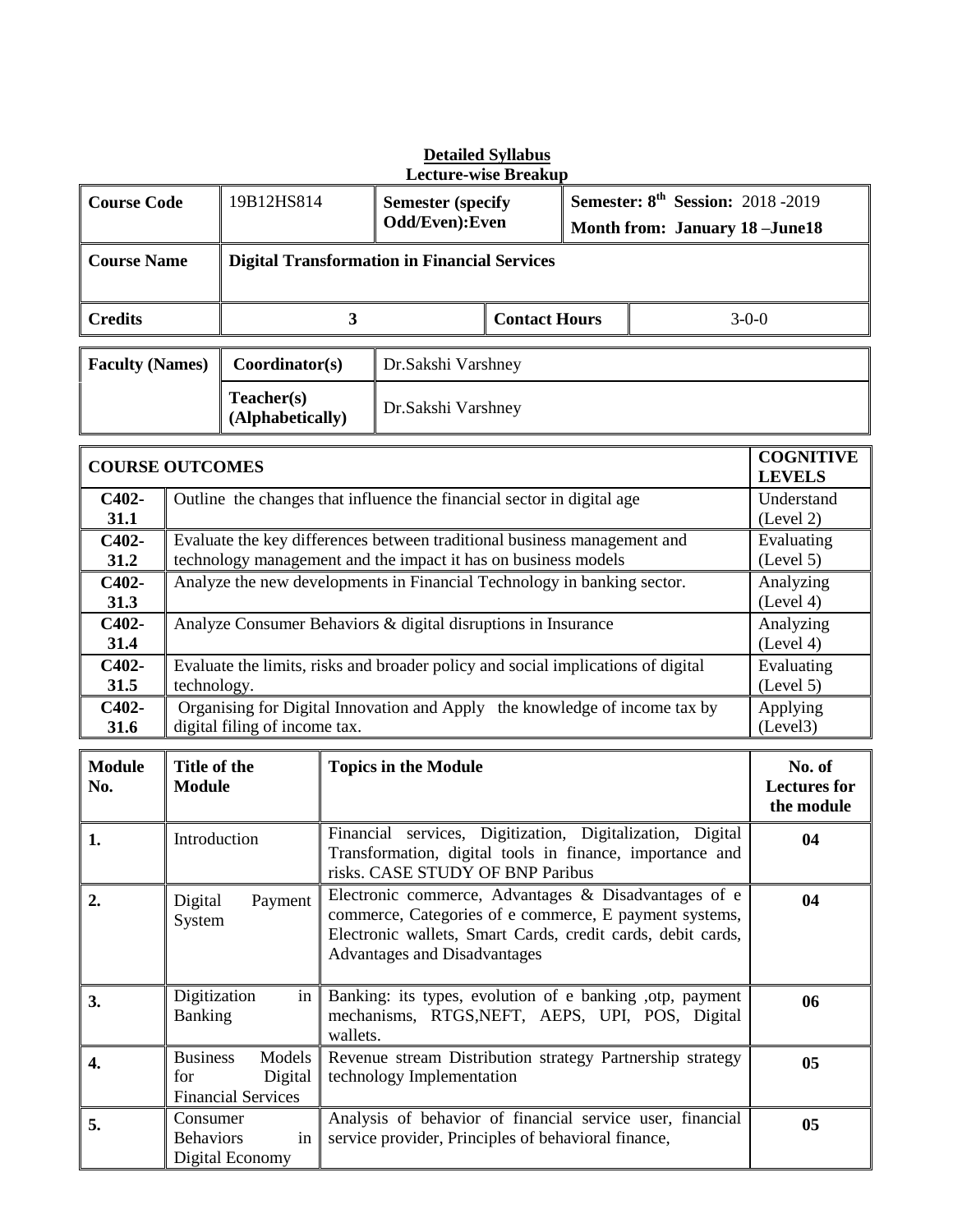## Detailed Syllabus

### Lecture-wise Breakup

| Course Code | 19B12HS814 | Semester (specify Odd/Even):Even | Semester: 8th Session: 2018 -2019<br>Month from: January 18 –June18 |
|---|---|---|---|
| **Course Name** | **Digital Transformation in Financial Services** | | |
| **Credits** | **3** | **Contact Hours** | 3-0-0 |

| Faculty (Names) | Coordinator(s) | Dr.Sakshi Varshney |
|---|---|---|
| | **Teacher(s) (Alphabetically)** | Dr.Sakshi Varshney |

| COURSE OUTCOMES | | COGNITIVE LEVELS |
|---|---|---|
| **C402-31.1** | Outline the changes that influence the financial sector in digital age | Understand (Level 2) |
| **C402-31.2** | Evaluate the key differences between traditional business management and technology management and the impact it has on business models | Evaluating (Level 5) |
| **C402-31.3** | Analyze the new developments in Financial Technology in banking sector. | Analyzing (Level 4) |
| **C402-31.4** | Analyze Consumer Behaviors & digital disruptions in Insurance | Analyzing (Level 4) |
| **C402-31.5** | Evaluate the limits, risks and broader policy and social implications of digital technology. | Evaluating (Level 5) |
| **C402-31.6** | Organising for Digital Innovation and Apply the knowledge of income tax by digital filing of income tax. | Applying (Level3) |

| Module No. | Title of the Module | Topics in the Module | No. of Lectures for the module |
|---|---|---|---|
| **1.** | Introduction | Financial services, Digitization, Digitalization, Digital Transformation, digital tools in finance, importance and risks. CASE STUDY OF BNP Paribus | **04** |
| **2.** | Digital Payment System | Electronic commerce, Advantages & Disadvantages of e commerce, Categories of e commerce, E payment systems, Electronic wallets, Smart Cards, credit cards, debit cards, Advantages and Disadvantages | **04** |
| **3.** | Digitization in Banking | Banking: its types, evolution of e banking ,otp, payment mechanisms, RTGS,NEFT, AEPS, UPI, POS, Digital wallets. | **06** |
| **4.** | Business Models for Digital Financial Services | Revenue stream Distribution strategy Partnership strategy technology Implementation | **05** |
| **5.** | Consumer Behaviors in Digital Economy | Analysis of behavior of financial service user, financial service provider, Principles of behavioral finance, | **05** |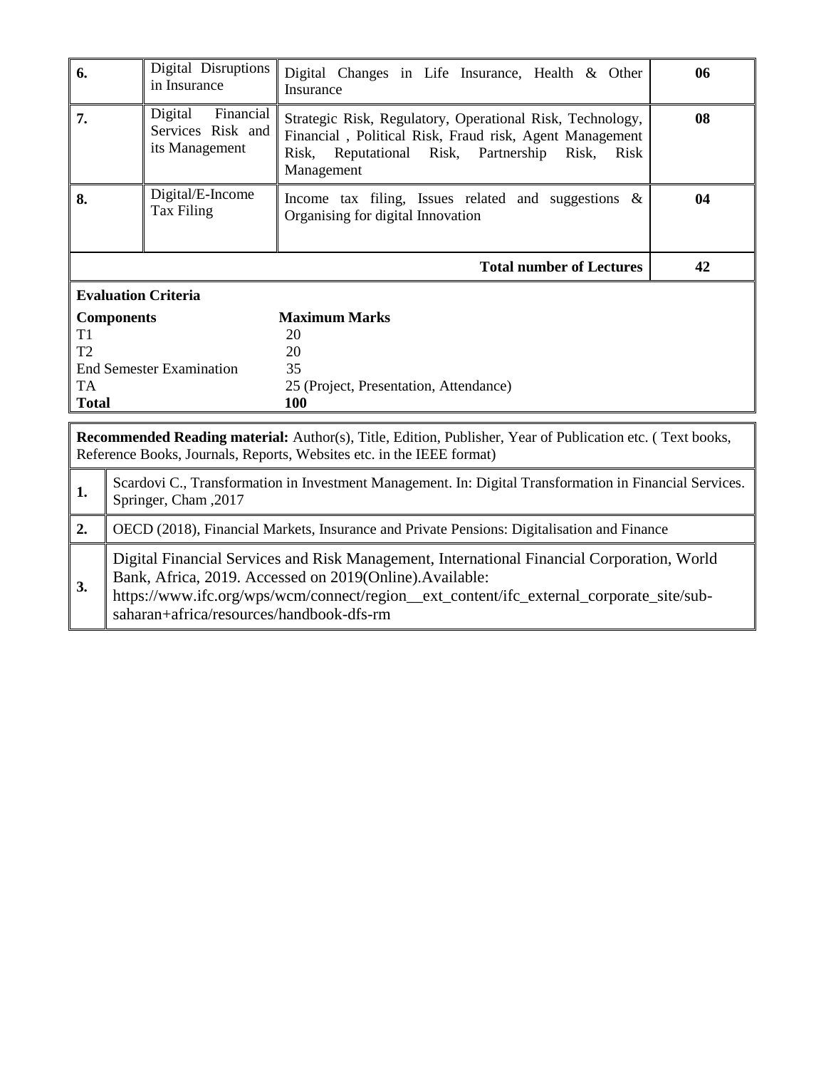| 6. | Digital Disruptions in Insurance | Digital Changes in Life Insurance, Health & Other Insurance | 06 |
|---|---|---|---|
| 7. | Digital Financial Services Risk and its Management | Strategic Risk, Regulatory, Operational Risk, Technology, Financial , Political Risk, Fraud risk, Agent Management Risk, Reputational Risk, Partnership Risk, Risk Management | 08 |
| 8. | Digital/E-Income Tax Filing | Income tax filing, Issues related and suggestions & Organising for digital Innovation | 04 |
| | | **Total number of Lectures** | **42** |

**Evaluation Criteria**

| **Components** | **Maximum Marks** |
|---|---|
| T1 | 20 |
| T2 | 20 |
| End Semester Examination | 35 |
| TA | 25 (Project, Presentation, Attendance) |
| **Total** | **100** |

**Recommended Reading material:** Author(s), Title, Edition, Publisher, Year of Publication etc. ( Text books, Reference Books, Journals, Reports, Websites etc. in the IEEE format)

| | |
|---|---|
| **1.** | Scardovi C., Transformation in Investment Management. In: Digital Transformation in Financial Services. Springer, Cham ,2017 |
| **2.** | OECD (2018), Financial Markets, Insurance and Private Pensions: Digitalisation and Finance |
| **3.** | Digital Financial Services and Risk Management, International Financial Corporation, World Bank, Africa, 2019. Accessed on 2019(Online).Available: https://www.ifc.org/wps/wcm/connect/region__ext_content/ifc_external_corporate_site/sub-saharan+africa/resources/handbook-dfs-rm |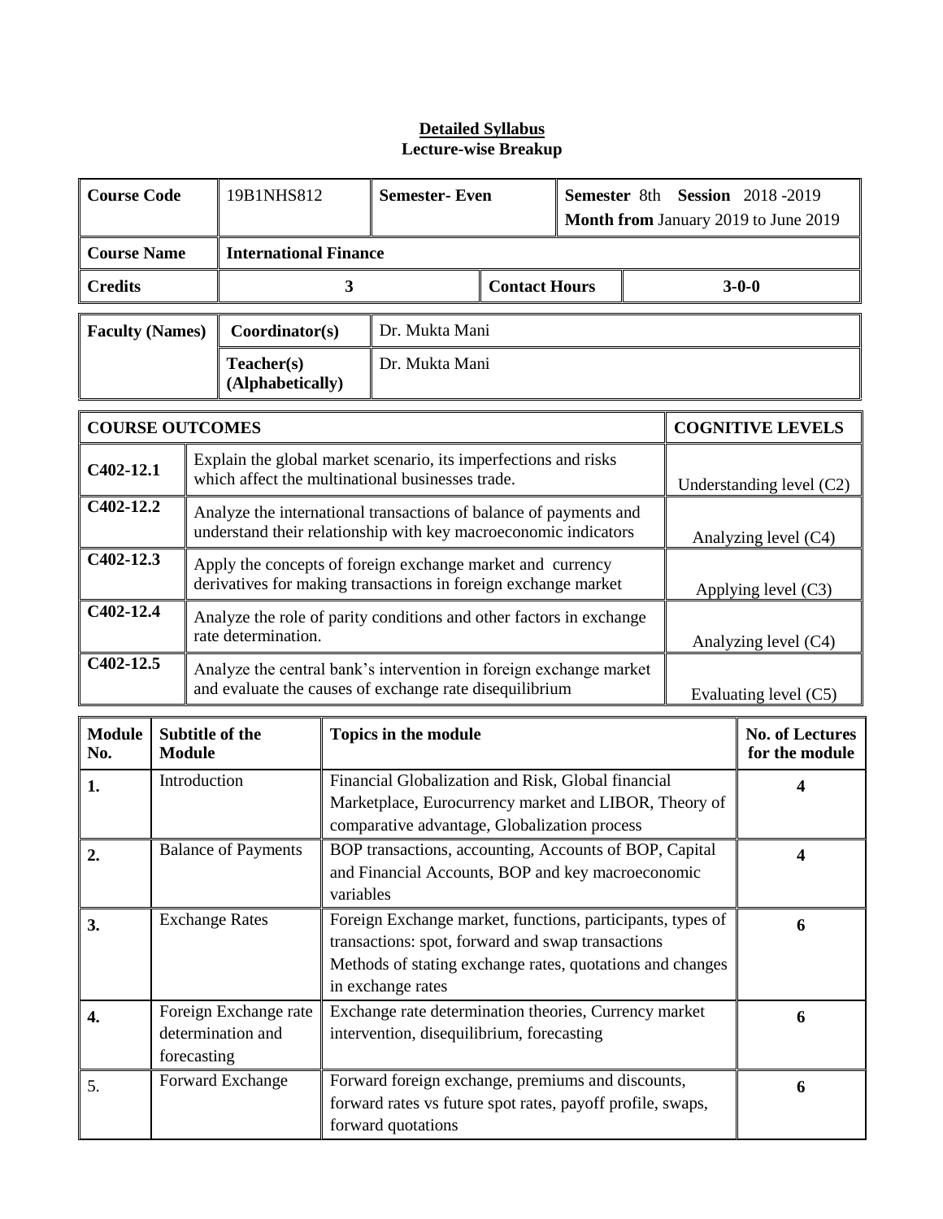**Detailed Syllabus**
**Lecture-wise Breakup**

| Course Code | 19B1NHS812 | Semester- Even | Semester 8th Session 2018 -2019<br>Month from January 2019 to June 2019 |
|---|---|---|---|
| Course Name | International Finance | | |
| Credits | 3 | Contact Hours | 3-0-0 |

| Faculty (Names) | Coordinator(s) | Dr. Mukta Mani |
|---|---|---|
| | Teacher(s) (Alphabetically) | Dr. Mukta Mani |

| COURSE OUTCOMES | | COGNITIVE LEVELS |
|---|---|---|
| C402-12.1 | Explain the global market scenario, its imperfections and risks which affect the multinational businesses trade. | Understanding level (C2) |
| C402-12.2 | Analyze the international transactions of balance of payments and understand their relationship with key macroeconomic indicators | Analyzing level (C4) |
| C402-12.3 | Apply the concepts of foreign exchange market and currency derivatives for making transactions in foreign exchange market | Applying level (C3) |
| C402-12.4 | Analyze the role of parity conditions and other factors in exchange rate determination. | Analyzing level (C4) |
| C402-12.5 | Analyze the central bank's intervention in foreign exchange market and evaluate the causes of exchange rate disequilibrium | Evaluating level (C5) |

| Module No. | Subtitle of the Module | Topics in the module | No. of Lectures for the module |
|---|---|---|---|
| 1. | Introduction | Financial Globalization and Risk, Global financial Marketplace, Eurocurrency market and LIBOR, Theory of comparative advantage, Globalization process | 4 |
| 2. | Balance of Payments | BOP transactions, accounting, Accounts of BOP, Capital and Financial Accounts, BOP and key macroeconomic variables | 4 |
| 3. | Exchange Rates | Foreign Exchange market, functions, participants, types of transactions: spot, forward and swap transactions Methods of stating exchange rates, quotations and changes in exchange rates | 6 |
| 4. | Foreign Exchange rate determination and forecasting | Exchange rate determination theories, Currency market intervention, disequilibrium, forecasting | 6 |
| 5. | Forward Exchange | Forward foreign exchange, premiums and discounts, forward rates vs future spot rates, payoff profile, swaps, forward quotations | 6 |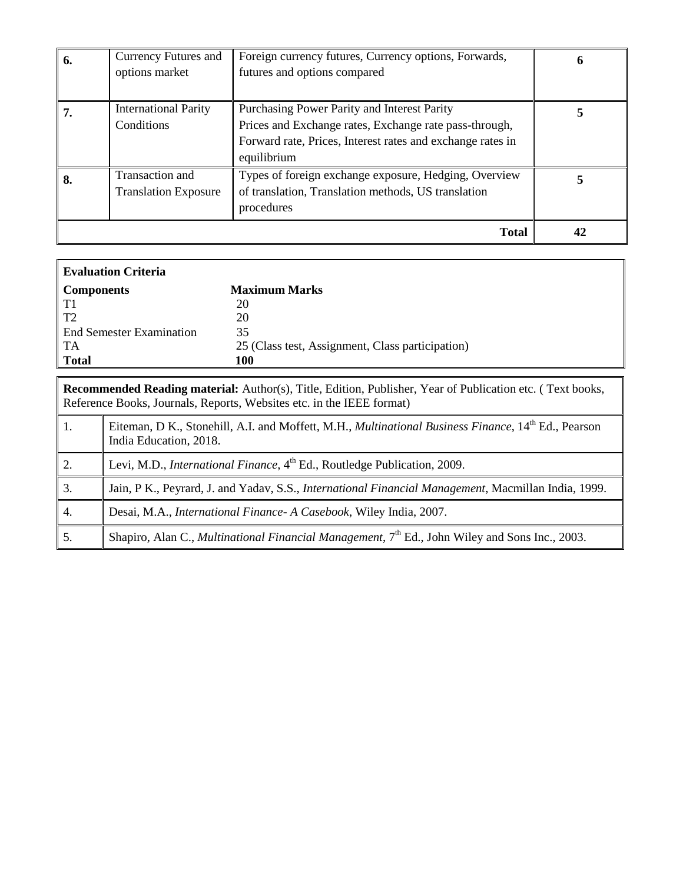| 6. | Currency Futures and options market | Foreign currency futures, Currency options, Forwards, futures and options compared | 6 |
|---|---|---|---|
| 7. | International Parity Conditions | Purchasing Power Parity and Interest Parity<br>Prices and Exchange rates, Exchange rate pass-through, Forward rate, Prices, Interest rates and exchange rates in equilibrium | 5 |
| 8. | Transaction and Translation Exposure | Types of foreign exchange exposure, Hedging, Overview of translation, Translation methods, US translation procedures | 5 |
| | | **Total** | **42** |

| **Evaluation Criteria** | |
|---|---|
| **Components** | **Maximum Marks** |
| T1 | 20 |
| T2 | 20 |
| End Semester Examination | 35 |
| TA | 25 (Class test, Assignment, Class participation) |
| **Total** | **100** |

| **Recommended Reading material:** Author(s), Title, Edition, Publisher, Year of Publication etc. ( Text books, Reference Books, Journals, Reports, Websites etc. in the IEEE format) | |
|---|---|
| 1. | Eiteman, D K., Stonehill, A.I. and Moffett, M.H., *Multinational Business Finance*, 14th Ed., Pearson India Education, 2018. |
| 2. | Levi, M.D., *International Finance*, 4th Ed., Routledge Publication, 2009. |
| 3. | Jain, P K., Peyrard, J. and Yadav, S.S., *International Financial Management*, Macmillan India, 1999. |
| 4. | Desai, M.A., *International Finance- A Casebook*, Wiley India, 2007. |
| 5. | Shapiro, Alan C., *Multinational Financial Management*, 7th Ed., John Wiley and Sons Inc., 2003. |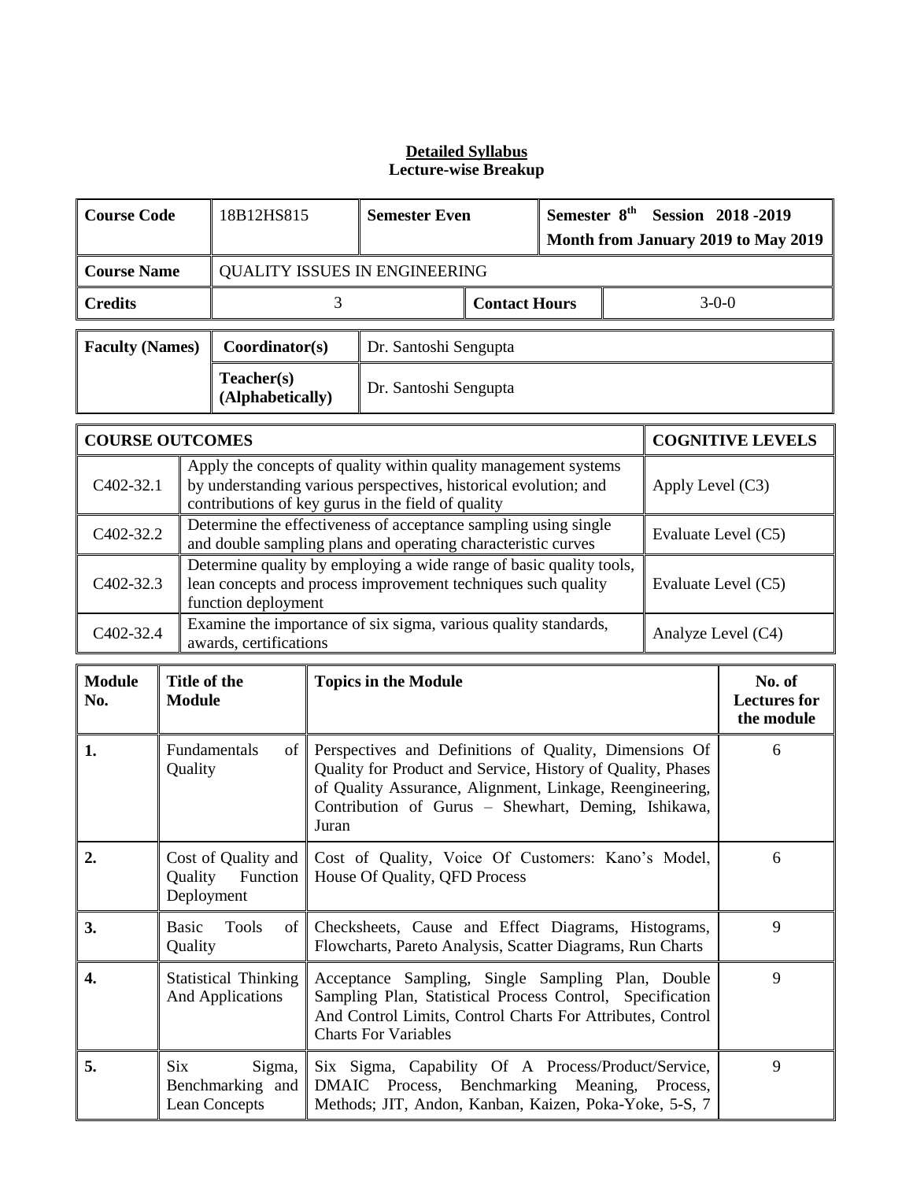**Detailed Syllabus**
**Lecture-wise Breakup**

| Course Code | 18B12HS815 | Semester Even | | Semester 8th Session 2018 -2019 Month from January 2019 to May 2019 |
|---|---|---|---|---|
| Course Name | QUALITY ISSUES IN ENGINEERING | | | |
| Credits | 3 | | Contact Hours | 3-0-0 |

| Faculty (Names) | Coordinator(s) | Dr. Santoshi Sengupta |
|---|---|---|
| | Teacher(s) (Alphabetically) | Dr. Santoshi Sengupta |

| COURSE OUTCOMES | | COGNITIVE LEVELS |
|---|---|---|
| C402-32.1 | Apply the concepts of quality within quality management systems by understanding various perspectives, historical evolution; and contributions of key gurus in the field of quality | Apply Level (C3) |
| C402-32.2 | Determine the effectiveness of acceptance sampling using single and double sampling plans and operating characteristic curves | Evaluate Level (C5) |
| C402-32.3 | Determine quality by employing a wide range of basic quality tools, lean concepts and process improvement techniques such quality function deployment | Evaluate Level (C5) |
| C402-32.4 | Examine the importance of six sigma, various quality standards, awards, certifications | Analyze Level (C4) |

| Module No. | Title of the Module | Topics in the Module | No. of Lectures for the module |
|---|---|---|---|
| 1. | Fundamentals of Quality | Perspectives and Definitions of Quality, Dimensions Of Quality for Product and Service, History of Quality, Phases of Quality Assurance, Alignment, Linkage, Reengineering, Contribution of Gurus – Shewhart, Deming, Ishikawa, Juran | 6 |
| 2. | Cost of Quality and Quality Function Deployment | Cost of Quality, Voice Of Customers: Kano's Model, House Of Quality, QFD Process | 6 |
| 3. | Basic Tools of Quality | Checksheets, Cause and Effect Diagrams, Histograms, Flowcharts, Pareto Analysis, Scatter Diagrams, Run Charts | 9 |
| 4. | Statistical Thinking And Applications | Acceptance Sampling, Single Sampling Plan, Double Sampling Plan, Statistical Process Control, Specification And Control Limits, Control Charts For Attributes, Control Charts For Variables | 9 |
| 5. | Six Sigma, Benchmarking and Lean Concepts | Six Sigma, Capability Of A Process/Product/Service, DMAIC Process, Benchmarking Meaning, Process, Methods; JIT, Andon, Kanban, Kaizen, Poka-Yoke, 5-S, 7 | 9 |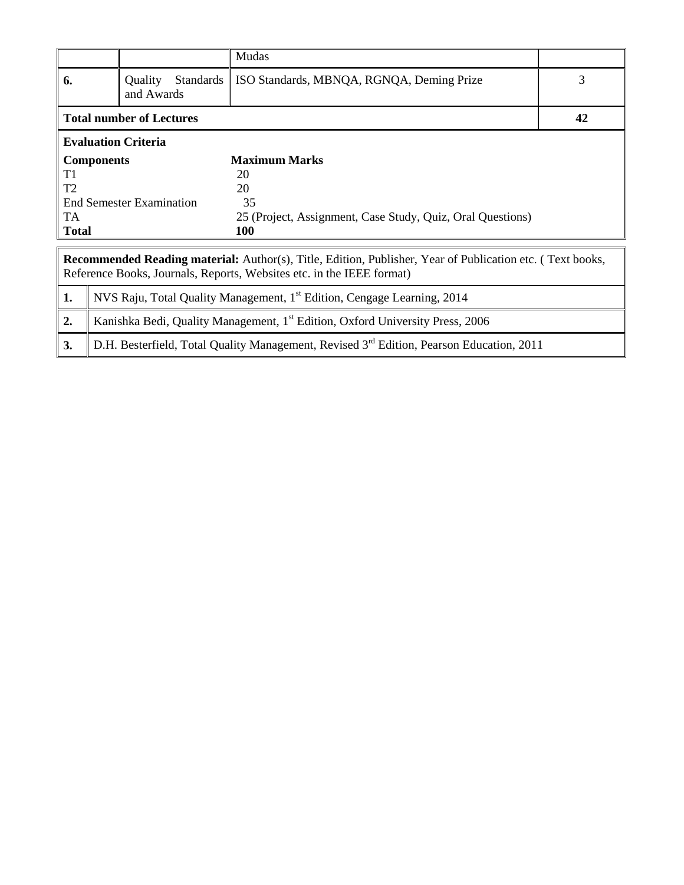|  |  | Mudas |  |
|---|---|---|---|
| **6.** | Quality Standards and Awards | ISO Standards, MBNQA, RGNQA, Deming Prize | 3 |
| **Total number of Lectures** |  |  | **42** |

**Evaluation Criteria**

| **Components** | **Maximum Marks** |
|---|---|
| T1 | 20 |
| T2 | 20 |
| End Semester Examination | 35 |
| TA | 25 (Project, Assignment, Case Study, Quiz, Oral Questions) |
| **Total** | **100** |

**Recommended Reading material:** Author(s), Title, Edition, Publisher, Year of Publication etc. ( Text books, Reference Books, Journals, Reports, Websites etc. in the IEEE format)

| | |
|---|---|
| **1.** | NVS Raju, Total Quality Management, 1st Edition, Cengage Learning, 2014 |
| **2.** | Kanishka Bedi, Quality Management, 1st Edition, Oxford University Press, 2006 |
| **3.** | D.H. Besterfield, Total Quality Management, Revised 3rd Edition, Pearson Education, 2011 |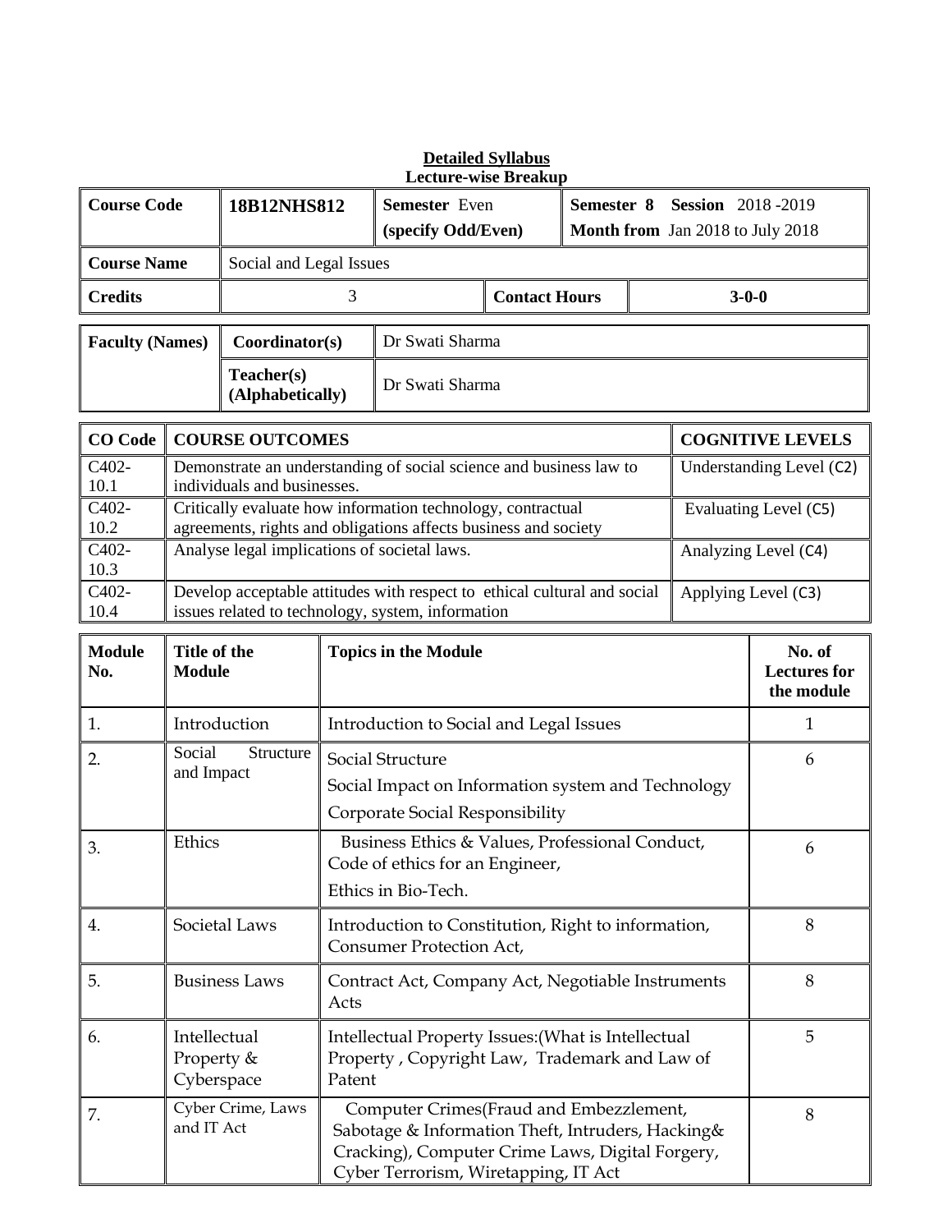**Detailed Syllabus**
**Lecture-wise Breakup**

| Course Code | 18B12NHS812 | Semester Even (specify Odd/Even) | Semester 8 Session 2018 -2019 Month from Jan 2018 to July 2018 |
|---|---|---|---|
| Course Name | Social and Legal Issues | | |
| Credits | 3 | Contact Hours | 3-0-0 |

| Faculty (Names) | Coordinator(s) | Dr Swati Sharma |
|---|---|---|
| | Teacher(s) (Alphabetically) | Dr Swati Sharma |

| CO Code | COURSE OUTCOMES | COGNITIVE LEVELS |
|---|---|---|
| C402-10.1 | Demonstrate an understanding of social science and business law to individuals and businesses. | Understanding Level (C2) |
| C402-10.2 | Critically evaluate how information technology, contractual agreements, rights and obligations affects business and society | Evaluating Level (C5) |
| C402-10.3 | Analyse legal implications of societal laws. | Analyzing Level (C4) |
| C402-10.4 | Develop acceptable attitudes with respect to ethical cultural and social issues related to technology, system, information | Applying Level (C3) |

| Module No. | Title of the Module | Topics in the Module | No. of Lectures for the module |
|---|---|---|---|
| 1. | Introduction | Introduction to Social and Legal Issues | 1 |
| 2. | Social Structure and Impact | Social Structure<br>Social Impact on Information system and Technology<br>Corporate Social Responsibility | 6 |
| 3. | Ethics | Business Ethics & Values, Professional Conduct, Code of ethics for an Engineer,<br>Ethics in Bio-Tech. | 6 |
| 4. | Societal Laws | Introduction to Constitution, Right to information, Consumer Protection Act, | 8 |
| 5. | Business Laws | Contract Act, Company Act, Negotiable Instruments Acts | 8 |
| 6. | Intellectual Property & Cyberspace | Intellectual Property Issues:(What is Intellectual Property , Copyright Law, Trademark and Law of Patent | 5 |
| 7. | Cyber Crime, Laws and IT Act | Computer Crimes(Fraud and Embezzlement, Sabotage & Information Theft, Intruders, Hacking& Cracking), Computer Crime Laws, Digital Forgery, Cyber Terrorism, Wiretapping, IT Act | 8 |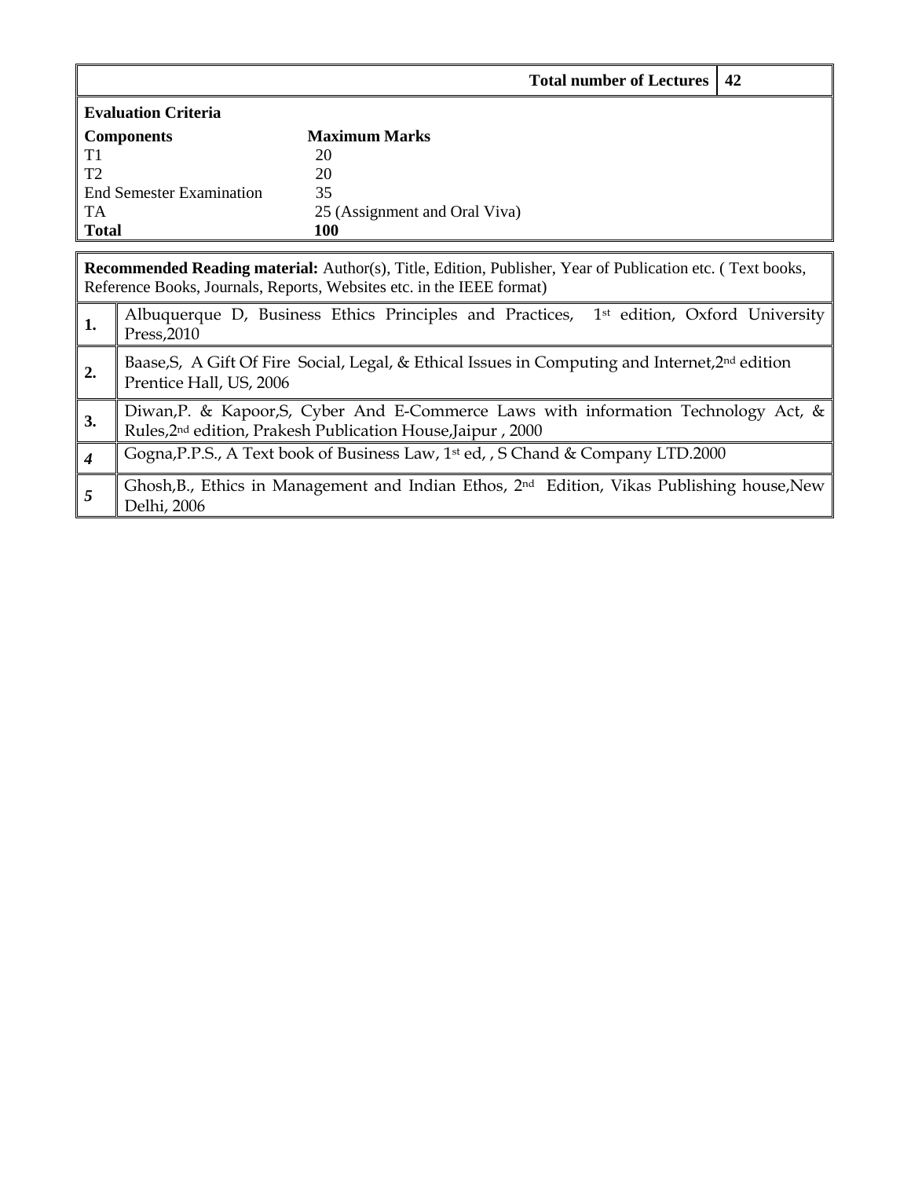| Total number of Lectures | 42 |
|---|---|

**Evaluation Criteria**

| Components | Maximum Marks |
|---|---|
| T1 | 20 |
| T2 | 20 |
| End Semester Examination | 35 |
| TA | 25 (Assignment and Oral Viva) |
| **Total** | **100** |

**Recommended Reading material:** Author(s), Title, Edition, Publisher, Year of Publication etc. ( Text books, Reference Books, Journals, Reports, Websites etc. in the IEEE format)

| | |
|---|---|
| **1.** | Albuquerque D, Business Ethics Principles and Practices, 1st edition, Oxford University Press,2010 |
| **2.** | Baase,S, A Gift Of Fire Social, Legal, & Ethical Issues in Computing and Internet,2nd edition Prentice Hall, US, 2006 |
| **3.** | Diwan,P. & Kapoor,S, Cyber And E-Commerce Laws with information Technology Act, & Rules,2nd edition, Prakesh Publication House,Jaipur , 2000 |
| ***4*** | Gogna,P.P.S., A Text book of Business Law, 1st ed, , S Chand & Company LTD.2000 |
| ***5*** | Ghosh,B., Ethics in Management and Indian Ethos, 2nd Edition, Vikas Publishing house,New Delhi, 2006 |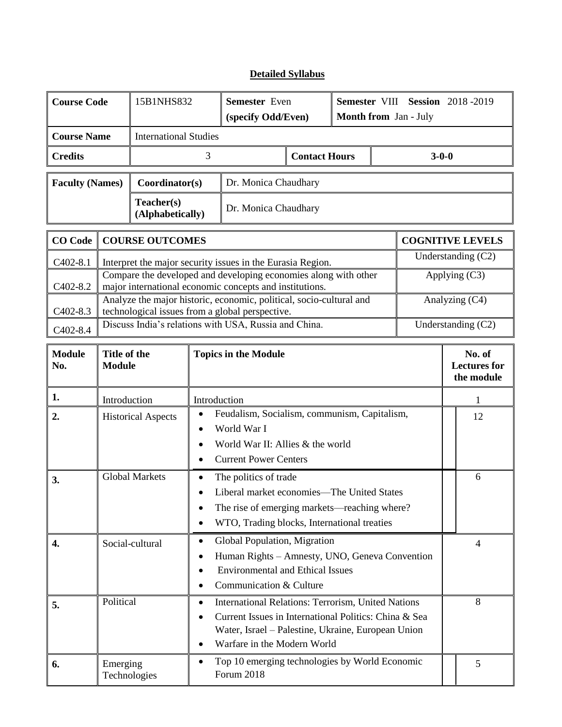## Detailed Syllabus

| Course Code | 15B1NHS832 | Semester Even (specify Odd/Even) | Semester VIII Session 2018 -2019 Month from Jan - July |
|---|---|---|---|
| Course Name | International Studies | | |
| Credits | 3 | Contact Hours | 3-0-0 |

| Faculty (Names) | Coordinator(s) | Dr. Monica Chaudhary |
|---|---|---|
| | Teacher(s) (Alphabetically) | Dr. Monica Chaudhary |

| CO Code | COURSE OUTCOMES | COGNITIVE LEVELS |
|---|---|---|
| C402-8.1 | Interpret the major security issues in the Eurasia Region. | Understanding (C2) |
| C402-8.2 | Compare the developed and developing economies along with other major international economic concepts and institutions. | Applying (C3) |
| C402-8.3 | Analyze the major historic, economic, political, socio-cultural and technological issues from a global perspective. | Analyzing (C4) |
| C402-8.4 | Discuss India's relations with USA, Russia and China. | Understanding (C2) |

| Module No. | Title of the Module | Topics in the Module | No. of Lectures for the module |
|---|---|---|---|
| 1. | Introduction | Introduction | 1 |
| 2. | Historical Aspects | • Feudalism, Socialism, communism, Capitalism,<br>• World War I<br>• World War II: Allies & the world<br>• Current Power Centers | 12 |
| 3. | Global Markets | • The politics of trade<br>• Liberal market economies—The United States<br>• The rise of emerging markets—reaching where?<br>• WTO, Trading blocks, International treaties | 6 |
| 4. | Social-cultural | • Global Population, Migration<br>• Human Rights – Amnesty, UNO, Geneva Convention<br>• Environmental and Ethical Issues<br>• Communication & Culture | 4 |
| 5. | Political | • International Relations: Terrorism, United Nations<br>• Current Issues in International Politics: China & Sea Water, Israel – Palestine, Ukraine, European Union<br>• Warfare in the Modern World | 8 |
| 6. | Emerging Technologies | • Top 10 emerging technologies by World Economic Forum 2018 | 5 |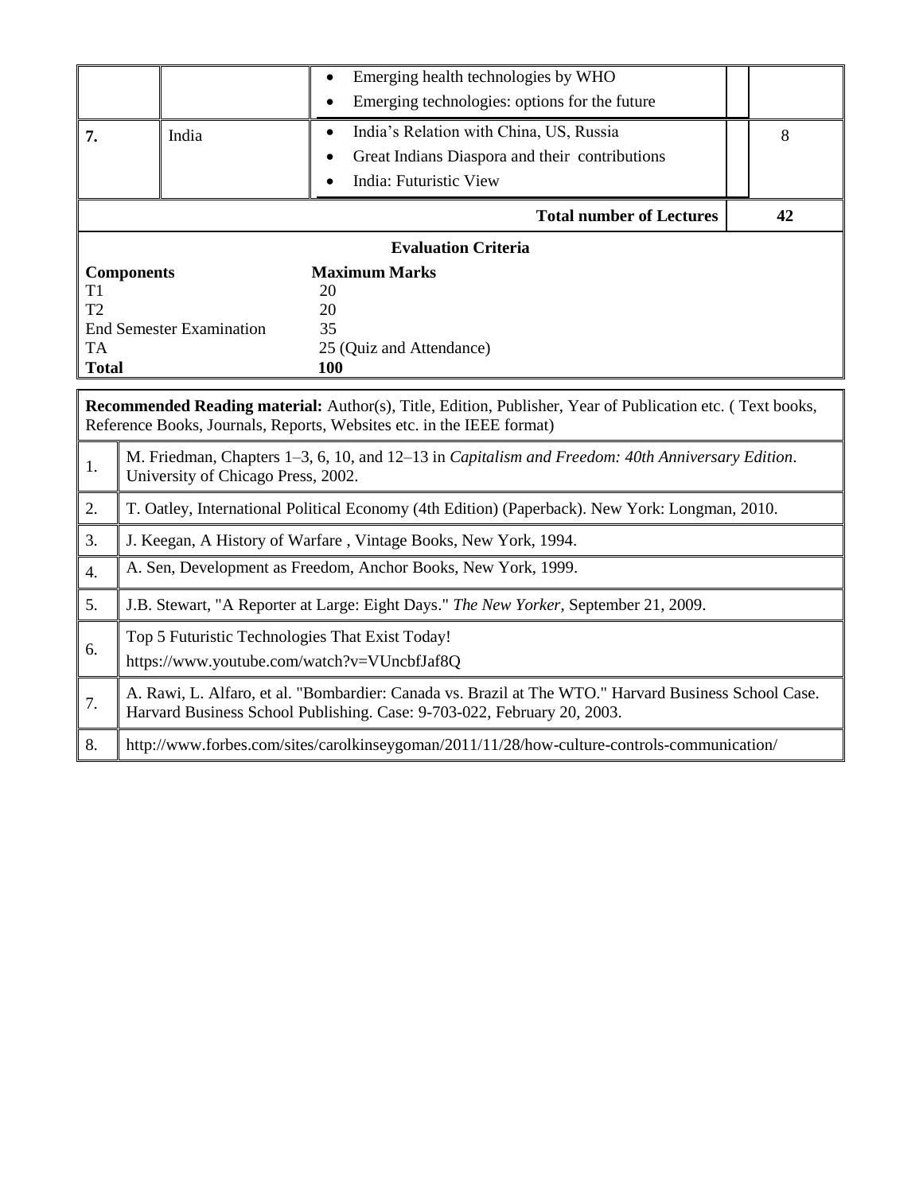| | | | |
|---|---|---|---|
| | | • Emerging health technologies by WHO<br>• Emerging technologies: options for the future | |
| **7.** | India | • India's Relation with China, US, Russia<br>• Great Indians Diaspora and their contributions<br>• India: Futuristic View | 8 |
| | | **Total number of Lectures** | **42** |

**Evaluation Criteria**

| **Components** | **Maximum Marks** |
|---|---|
| T1 | 20 |
| T2 | 20 |
| End Semester Examination | 35 |
| TA | 25 (Quiz and Attendance) |
| **Total** | **100** |

**Recommended Reading material:** Author(s), Title, Edition, Publisher, Year of Publication etc. ( Text books, Reference Books, Journals, Reports, Websites etc. in the IEEE format)

| | |
|---|---|
| 1. | M. Friedman, Chapters 1–3, 6, 10, and 12–13 in *Capitalism and Freedom: 40th Anniversary Edition*. University of Chicago Press, 2002. |
| 2. | T. Oatley, International Political Economy (4th Edition) (Paperback). New York: Longman, 2010. |
| 3. | J. Keegan, A History of Warfare , Vintage Books, New York, 1994. |
| 4. | A. Sen, Development as Freedom, Anchor Books, New York, 1999. |
| 5. | J.B. Stewart, "A Reporter at Large: Eight Days." *The New Yorker*, September 21, 2009. |
| 6. | Top 5 Futuristic Technologies That Exist Today!<br>https://www.youtube.com/watch?v=VUncbfJaf8Q |
| 7. | A. Rawi, L. Alfaro, et al. "Bombardier: Canada vs. Brazil at The WTO." Harvard Business School Case. Harvard Business School Publishing. Case: 9-703-022, February 20, 2003. |
| 8. | http://www.forbes.com/sites/carolkinseygoman/2011/11/28/how-culture-controls-communication/ |